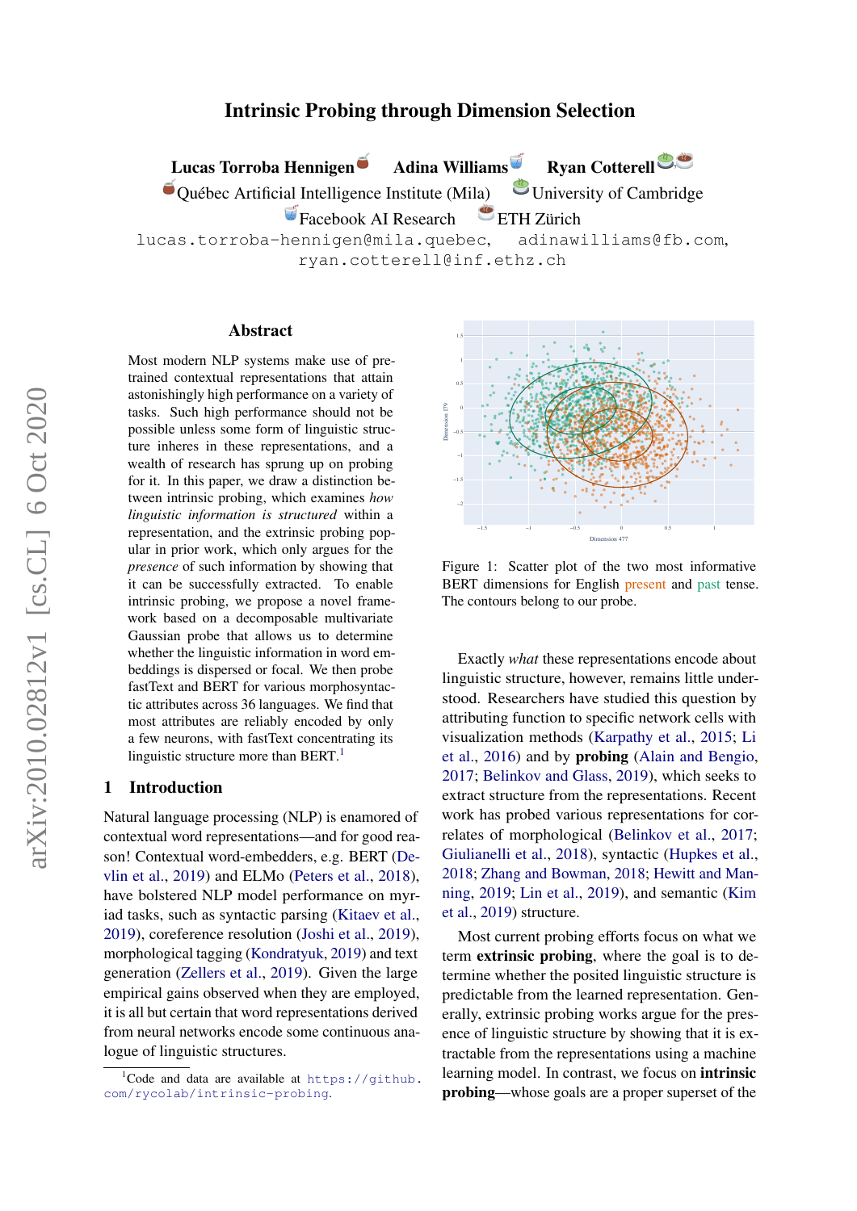# Intrinsic Probing through Dimension Selection

**Lucas Torroba Hennigen** **Adina Williams** **Ryan Cotterell**

Québec Artificial Intelligence Institute (Mila) University of Cambridge

Facebook AI Research ETH Zürich

lucas.torroba-hennigen@mila.quebec, adinawilliams@fb.com, ryan.cotterell@inf.ethz.ch

## Abstract

Most modern NLP systems make use of pre-trained contextual representations that attain astonishingly high performance on a variety of tasks. Such high performance should not be possible unless some form of linguistic structure inheres in these representations, and a wealth of research has sprung up on probing for it. In this paper, we draw a distinction between intrinsic probing, which examines *how linguistic information is structured* within a representation, and the extrinsic probing popular in prior work, which only argues for the *presence* of such information by showing that it can be successfully extracted. To enable intrinsic probing, we propose a novel framework based on a decomposable multivariate Gaussian probe that allows us to determine whether the linguistic information in word embeddings is dispersed or focal. We then probe fastText and BERT for various morphosyntactic attributes across 36 languages. We find that most attributes are reliably encoded by only a few neurons, with fastText concentrating its linguistic structure more than BERT.[1]

## 1 Introduction

Natural language processing (NLP) is enamored of contextual word representations—and for good reason! Contextual word-embedders, e.g. BERT (Devlin et al., 2019) and ELMo (Peters et al., 2018), have bolstered NLP model performance on myriad tasks, such as syntactic parsing (Kitaev et al., 2019), coreference resolution (Joshi et al., 2019), morphological tagging (Kondratyuk, 2019) and text generation (Zellers et al., 2019). Given the large empirical gains observed when they are employed, it is all but certain that word representations derived from neural networks encode some continuous analogue of linguistic structures.

[1] Code and data are available at https://github.com/rycolab/intrinsic-probing.

Figure 1: Scatter plot of the two most informative BERT dimensions for English present and past tense. The contours belong to our probe.

Exactly *what* these representations encode about linguistic structure, however, remains little understood. Researchers have studied this question by attributing function to specific network cells with visualization methods (Karpathy et al., 2015; Li et al., 2016) and by **probing** (Alain and Bengio, 2017; Belinkov and Glass, 2019), which seeks to extract structure from the representations. Recent work has probed various representations for correlates of morphological (Belinkov et al., 2017; Giulianelli et al., 2018), syntactic (Hupkes et al., 2018; Zhang and Bowman, 2018; Hewitt and Manning, 2019; Lin et al., 2019), and semantic (Kim et al., 2019) structure.

Most current probing efforts focus on what we term **extrinsic probing**, where the goal is to determine whether the posited linguistic structure is predictable from the learned representation. Generally, extrinsic probing works argue for the presence of linguistic structure by showing that it is extractable from the representations using a machine learning model. In contrast, we focus on **intrinsic probing**—whose goals are a proper superset of the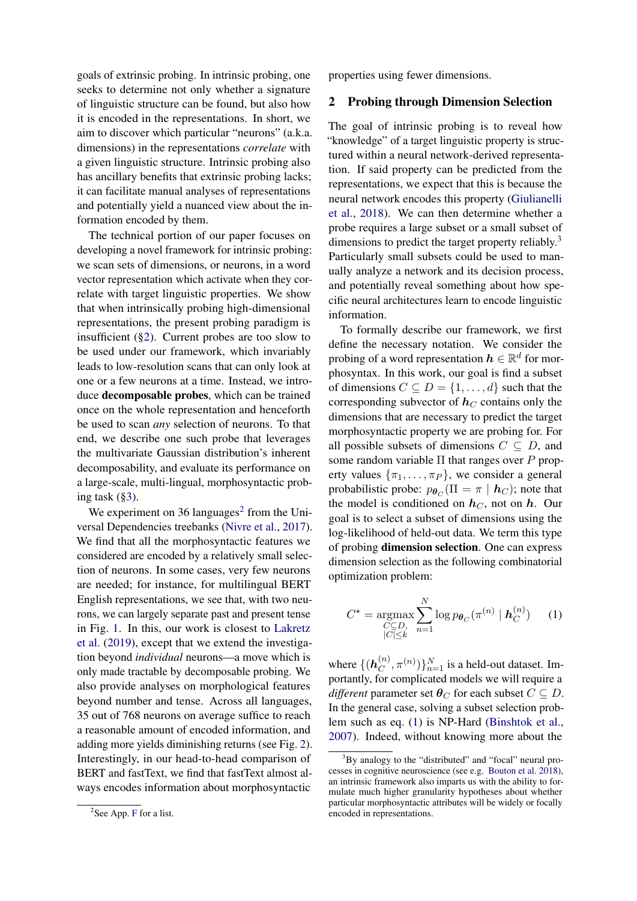goals of extrinsic probing. In intrinsic probing, one seeks to determine not only whether a signature of linguistic structure can be found, but also how it is encoded in the representations. In short, we aim to discover which particular "neurons" (a.k.a. dimensions) in the representations *correlate* with a given linguistic structure. Intrinsic probing also has ancillary benefits that extrinsic probing lacks; it can facilitate manual analyses of representations and potentially yield a nuanced view about the information encoded by them.

The technical portion of our paper focuses on developing a novel framework for intrinsic probing: we scan sets of dimensions, or neurons, in a word vector representation which activate when they correlate with target linguistic properties. We show that when intrinsically probing high-dimensional representations, the present probing paradigm is insufficient (§2). Current probes are too slow to be used under our framework, which invariably leads to low-resolution scans that can only look at one or a few neurons at a time. Instead, we introduce **decomposable probes**, which can be trained once on the whole representation and henceforth be used to scan *any* selection of neurons. To that end, we describe one such probe that leverages the multivariate Gaussian distribution's inherent decomposability, and evaluate its performance on a large-scale, multi-lingual, morphosyntactic probing task (§3).

We experiment on 36 languages[2] from the Universal Dependencies treebanks (Nivre et al., 2017). We find that all the morphosyntactic features we considered are encoded by a relatively small selection of neurons. In some cases, very few neurons are needed; for instance, for multilingual BERT English representations, we see that, with two neurons, we can largely separate past and present tense in Fig. 1. In this, our work is closest to Lakretz et al. (2019), except that we extend the investigation beyond *individual* neurons—a move which is only made tractable by decomposable probing. We also provide analyses on morphological features beyond number and tense. Across all languages, 35 out of 768 neurons on average suffice to reach a reasonable amount of encoded information, and adding more yields diminishing returns (see Fig. 2). Interestingly, in our head-to-head comparison of BERT and fastText, we find that fastText almost always encodes information about morphosyntactic properties using fewer dimensions.

[2]See App. F for a list.

## 2 Probing through Dimension Selection

The goal of intrinsic probing is to reveal how "knowledge" of a target linguistic property is structured within a neural network-derived representation. If said property can be predicted from the representations, we expect that this is because the neural network encodes this property (Giulianelli et al., 2018). We can then determine whether a probe requires a large subset or a small subset of dimensions to predict the target property reliably.[3] Particularly small subsets could be used to manually analyze a network and its decision process, and potentially reveal something about how specific neural architectures learn to encode linguistic information.

To formally describe our framework, we first define the necessary notation. We consider the probing of a word representation $\boldsymbol{h} \in \mathbb{R}^d$ for morphosyntax. In this work, our goal is find a subset of dimensions $C \subseteq D = \{1, \ldots, d\}$ such that the corresponding subvector of $\boldsymbol{h}_C$ contains only the dimensions that are necessary to predict the target morphosyntactic property we are probing for. For all possible subsets of dimensions $C \subseteq D$, and some random variable $\Pi$ that ranges over $P$ property values $\{\pi_1, \ldots, \pi_P\}$, we consider a general probabilistic probe: $p_{\boldsymbol{\theta}_C}(\Pi = \pi \mid \boldsymbol{h}_C)$; note that the model is conditioned on $\boldsymbol{h}_C$, not on $\boldsymbol{h}$. Our goal is to select a subset of dimensions using the log-likelihood of held-out data. We term this type of probing **dimension selection**. One can express dimension selection as the following combinatorial optimization problem:

$$C^{\star} = \underset{\substack{C \subseteq D, \\ |C| \leq k}}{\operatorname{argmax}} \sum_{n=1}^{N} \log p_{\boldsymbol{\theta}_C}(\pi^{(n)} \mid \boldsymbol{h}_C^{(n)}) \qquad (1)$$

where $\{(\boldsymbol{h}_C^{(n)}, \pi^{(n)})\}_{n=1}^{N}$ is a held-out dataset. Importantly, for complicated models we will require a *different* parameter set $\boldsymbol{\theta}_C$ for each subset $C \subseteq D$. In the general case, solving a subset selection problem such as eq. (1) is NP-Hard (Binshtok et al., 2007). Indeed, without knowing more about the

[3]By analogy to the "distributed" and "focal" neural processes in cognitive neuroscience (see e.g. Bouton et al. 2018), an intrinsic framework also imparts us with the ability to formulate much higher granularity hypotheses about whether particular morphosyntactic attributes will be widely or focally encoded in representations.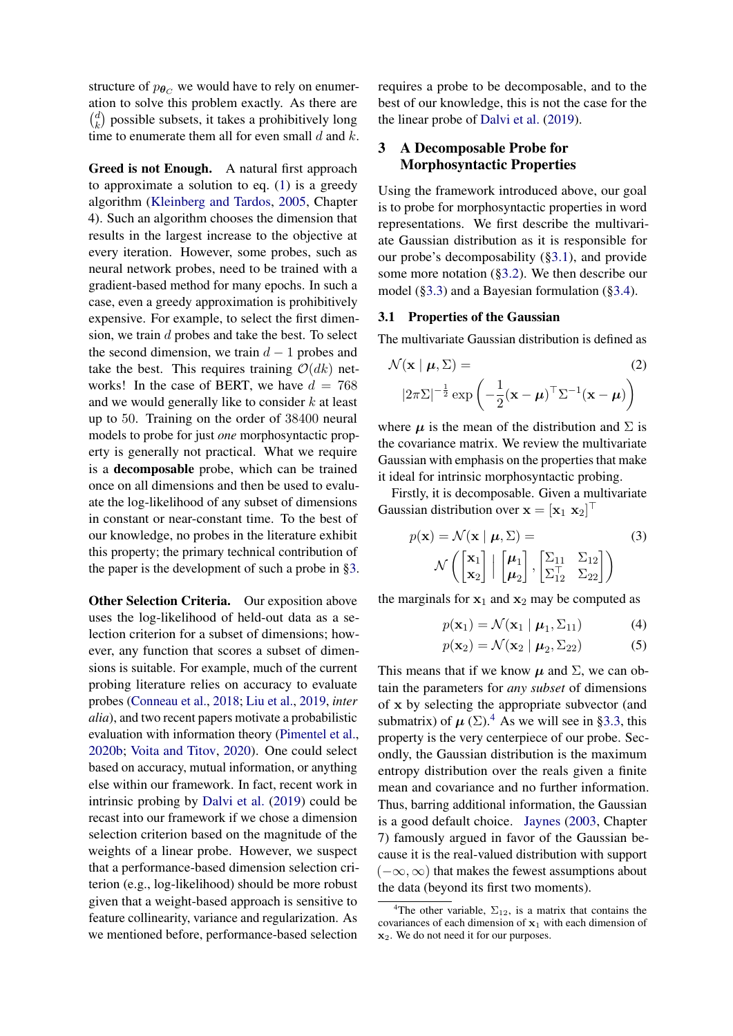structure of $p_{\boldsymbol{\theta}_C}$ we would have to rely on enumeration to solve this problem exactly. As there are $\binom{d}{k}$ possible subsets, it takes a prohibitively long time to enumerate them all for even small $d$ and $k$.

**Greed is not Enough.** A natural first approach to approximate a solution to eq. (1) is a greedy algorithm (Kleinberg and Tardos, 2005, Chapter 4). Such an algorithm chooses the dimension that results in the largest increase to the objective at every iteration. However, some probes, such as neural network probes, need to be trained with a gradient-based method for many epochs. In such a case, even a greedy approximation is prohibitively expensive. For example, to select the first dimension, we train $d$ probes and take the best. To select the second dimension, we train $d-1$ probes and take the best. This requires training $\mathcal{O}(dk)$ networks! In the case of BERT, we have $d = 768$ and we would generally like to consider $k$ at least up to 50. Training on the order of 38400 neural models to probe for just *one* morphosyntactic property is generally not practical. What we require is a **decomposable** probe, which can be trained once on all dimensions and then be used to evaluate the log-likelihood of any subset of dimensions in constant or near-constant time. To the best of our knowledge, no probes in the literature exhibit this property; the primary technical contribution of the paper is the development of such a probe in §3.

**Other Selection Criteria.** Our exposition above uses the log-likelihood of held-out data as a selection criterion for a subset of dimensions; however, any function that scores a subset of dimensions is suitable. For example, much of the current probing literature relies on accuracy to evaluate probes (Conneau et al., 2018; Liu et al., 2019, *inter alia*), and two recent papers motivate a probabilistic evaluation with information theory (Pimentel et al., 2020b; Voita and Titov, 2020). One could select based on accuracy, mutual information, or anything else within our framework. In fact, recent work in intrinsic probing by Dalvi et al. (2019) could be recast into our framework if we chose a dimension selection criterion based on the magnitude of the weights of a linear probe. However, we suspect that a performance-based dimension selection criterion (e.g., log-likelihood) should be more robust given that a weight-based approach is sensitive to feature collinearity, variance and regularization. As we mentioned before, performance-based selection requires a probe to be decomposable, and to the best of our knowledge, this is not the case for the the linear probe of Dalvi et al. (2019).

## 3 A Decomposable Probe for Morphosyntactic Properties

Using the framework introduced above, our goal is to probe for morphosyntactic properties in word representations. We first describe the multivariate Gaussian distribution as it is responsible for our probe's decomposability (§3.1), and provide some more notation (§3.2). We then describe our model (§3.3) and a Bayesian formulation (§3.4).

### 3.1 Properties of the Gaussian

The multivariate Gaussian distribution is defined as

$$\mathcal{N}(\mathbf{x} \mid \boldsymbol{\mu}, \Sigma) = |2\pi\Sigma|^{-\frac{1}{2}} \exp\left(-\frac{1}{2}(\mathbf{x}-\boldsymbol{\mu})^\top \Sigma^{-1}(\mathbf{x}-\boldsymbol{\mu})\right) \tag{2}$$

where $\boldsymbol{\mu}$ is the mean of the distribution and $\Sigma$ is the covariance matrix. We review the multivariate Gaussian with emphasis on the properties that make it ideal for intrinsic morphosyntactic probing.

Firstly, it is decomposable. Given a multivariate Gaussian distribution over $\mathbf{x} = [\mathbf{x}_1 \; \mathbf{x}_2]^\top$

$$p(\mathbf{x}) = \mathcal{N}(\mathbf{x} \mid \boldsymbol{\mu}, \Sigma) = \mathcal{N}\left(\begin{bmatrix}\mathbf{x}_1 \\ \mathbf{x}_2\end{bmatrix} \;\middle|\; \begin{bmatrix}\boldsymbol{\mu}_1 \\ \boldsymbol{\mu}_2\end{bmatrix}, \begin{bmatrix}\Sigma_{11} & \Sigma_{12} \\ \Sigma_{12}^\top & \Sigma_{22}\end{bmatrix}\right) \tag{3}$$

the marginals for $\mathbf{x}_1$ and $\mathbf{x}_2$ may be computed as

$$p(\mathbf{x}_1) = \mathcal{N}(\mathbf{x}_1 \mid \boldsymbol{\mu}_1, \Sigma_{11}) \tag{4}$$

$$p(\mathbf{x}_2) = \mathcal{N}(\mathbf{x}_2 \mid \boldsymbol{\mu}_2, \Sigma_{22}) \tag{5}$$

This means that if we know $\boldsymbol{\mu}$ and $\Sigma$, we can obtain the parameters for *any subset* of dimensions of $\mathbf{x}$ by selecting the appropriate subvector (and submatrix) of $\boldsymbol{\mu}$ ($\Sigma$).[4] As we will see in §3.3, this property is the very centerpiece of our probe. Secondly, the Gaussian distribution is the maximum entropy distribution over the reals given a finite mean and covariance and no further information. Thus, barring additional information, the Gaussian is a good default choice. Jaynes (2003, Chapter 7) famously argued in favor of the Gaussian because it is the real-valued distribution with support $(-\infty, \infty)$ that makes the fewest assumptions about the data (beyond its first two moments).

[4] The other variable, $\Sigma_{12}$, is a matrix that contains the covariances of each dimension of $\mathbf{x}_1$ with each dimension of $\mathbf{x}_2$. We do not need it for our purposes.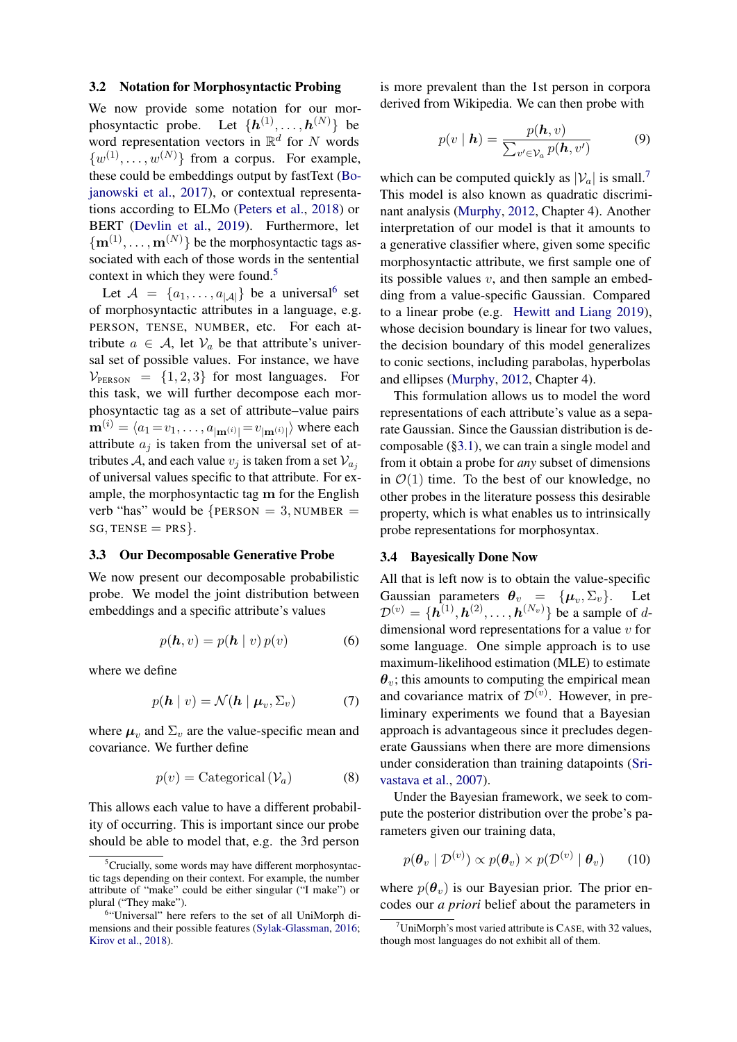### 3.2 Notation for Morphosyntactic Probing

We now provide some notation for our morphosyntactic probe. Let $\{\boldsymbol{h}^{(1)}, \ldots, \boldsymbol{h}^{(N)}\}$ be word representation vectors in $\mathbb{R}^d$ for $N$ words $\{w^{(1)}, \ldots, w^{(N)}\}$ from a corpus. For example, these could be embeddings output by fastText (Bojanowski et al., 2017), or contextual representations according to ELMo (Peters et al., 2018) or BERT (Devlin et al., 2019). Furthermore, let $\{\mathbf{m}^{(1)}, \ldots, \mathbf{m}^{(N)}\}$ be the morphosyntactic tags associated with each of those words in the sentential context in which they were found.[5]

Let $\mathcal{A} = \{a_1, \ldots, a_{|\mathcal{A}|}\}$ be a universal[6] set of morphosyntactic attributes in a language, e.g. PERSON, TENSE, NUMBER, etc. For each attribute $a \in \mathcal{A}$, let $\mathcal{V}_a$ be that attribute's universal set of possible values. For instance, we have $\mathcal{V}_{\text{PERSON}} = \{1, 2, 3\}$ for most languages. For this task, we will further decompose each morphosyntactic tag as a set of attribute–value pairs $\mathbf{m}^{(i)} = \langle a_1 = v_1, \ldots, a_{|\mathbf{m}^{(i)}|} = v_{|\mathbf{m}^{(i)}|} \rangle$ where each attribute $a_j$ is taken from the universal set of attributes $\mathcal{A}$, and each value $v_j$ is taken from a set $\mathcal{V}_{a_j}$ of universal values specific to that attribute. For example, the morphosyntactic tag $\mathbf{m}$ for the English verb "has" would be $\{\text{PERSON} = 3, \text{NUMBER} = \text{SG}, \text{TENSE} = \text{PRS}\}$.

### 3.3 Our Decomposable Generative Probe

We now present our decomposable probabilistic probe. We model the joint distribution between embeddings and a specific attribute's values

$$p(\boldsymbol{h}, v) = p(\boldsymbol{h} \mid v)\, p(v) \tag{6}$$

where we define

$$p(\boldsymbol{h} \mid v) = \mathcal{N}(\boldsymbol{h} \mid \boldsymbol{\mu}_v, \Sigma_v) \tag{7}$$

where $\boldsymbol{\mu}_v$ and $\Sigma_v$ are the value-specific mean and covariance. We further define

$$p(v) = \text{Categorical}\left(\mathcal{V}_a\right) \tag{8}$$

This allows each value to have a different probability of occurring. This is important since our probe should be able to model that, e.g. the 3rd person is more prevalent than the 1st person in corpora derived from Wikipedia. We can then probe with

$$p(v \mid \boldsymbol{h}) = \frac{p(\boldsymbol{h}, v)}{\sum_{v' \in \mathcal{V}_a} p(\boldsymbol{h}, v')} \tag{9}$$

which can be computed quickly as $|\mathcal{V}_a|$ is small.[7] This model is also known as quadratic discriminant analysis (Murphy, 2012, Chapter 4). Another interpretation of our model is that it amounts to a generative classifier where, given some specific morphosyntactic attribute, we first sample one of its possible values $v$, and then sample an embedding from a value-specific Gaussian. Compared to a linear probe (e.g. Hewitt and Liang 2019), whose decision boundary is linear for two values, the decision boundary of this model generalizes to conic sections, including parabolas, hyperbolas and ellipses (Murphy, 2012, Chapter 4).

This formulation allows us to model the word representations of each attribute's value as a separate Gaussian. Since the Gaussian distribution is decomposable (§3.1), we can train a single model and from it obtain a probe for *any* subset of dimensions in $\mathcal{O}(1)$ time. To the best of our knowledge, no other probes in the literature possess this desirable property, which is what enables us to intrinsically probe representations for morphosyntax.

### 3.4 Bayesically Done Now

All that is left now is to obtain the value-specific Gaussian parameters $\boldsymbol{\theta}_v = \{\boldsymbol{\mu}_v, \Sigma_v\}$. Let $\mathcal{D}^{(v)} = \{\boldsymbol{h}^{(1)}, \boldsymbol{h}^{(2)}, \ldots, \boldsymbol{h}^{(N_v)}\}$ be a sample of $d$-dimensional word representations for a value $v$ for some language. One simple approach is to use maximum-likelihood estimation (MLE) to estimate $\boldsymbol{\theta}_v$; this amounts to computing the empirical mean and covariance matrix of $\mathcal{D}^{(v)}$. However, in preliminary experiments we found that a Bayesian approach is advantageous since it precludes degenerate Gaussians when there are more dimensions under consideration than training datapoints (Srivastava et al., 2007).

Under the Bayesian framework, we seek to compute the posterior distribution over the probe's parameters given our training data,

$$p(\boldsymbol{\theta}_v \mid \mathcal{D}^{(v)}) \propto p(\boldsymbol{\theta}_v) \times p(\mathcal{D}^{(v)} \mid \boldsymbol{\theta}_v) \tag{10}$$

where $p(\boldsymbol{\theta}_v)$ is our Bayesian prior. The prior encodes our *a priori* belief about the parameters in

---

[5] Crucially, some words may have different morphosyntactic tags depending on their context. For example, the number attribute of "make" could be either singular ("I make") or plural ("They make").

[6] "Universal" here refers to the set of all UniMorph dimensions and their possible features (Sylak-Glassman, 2016; Kirov et al., 2018).

[7] UniMorph's most varied attribute is CASE, with 32 values, though most languages do not exhibit all of them.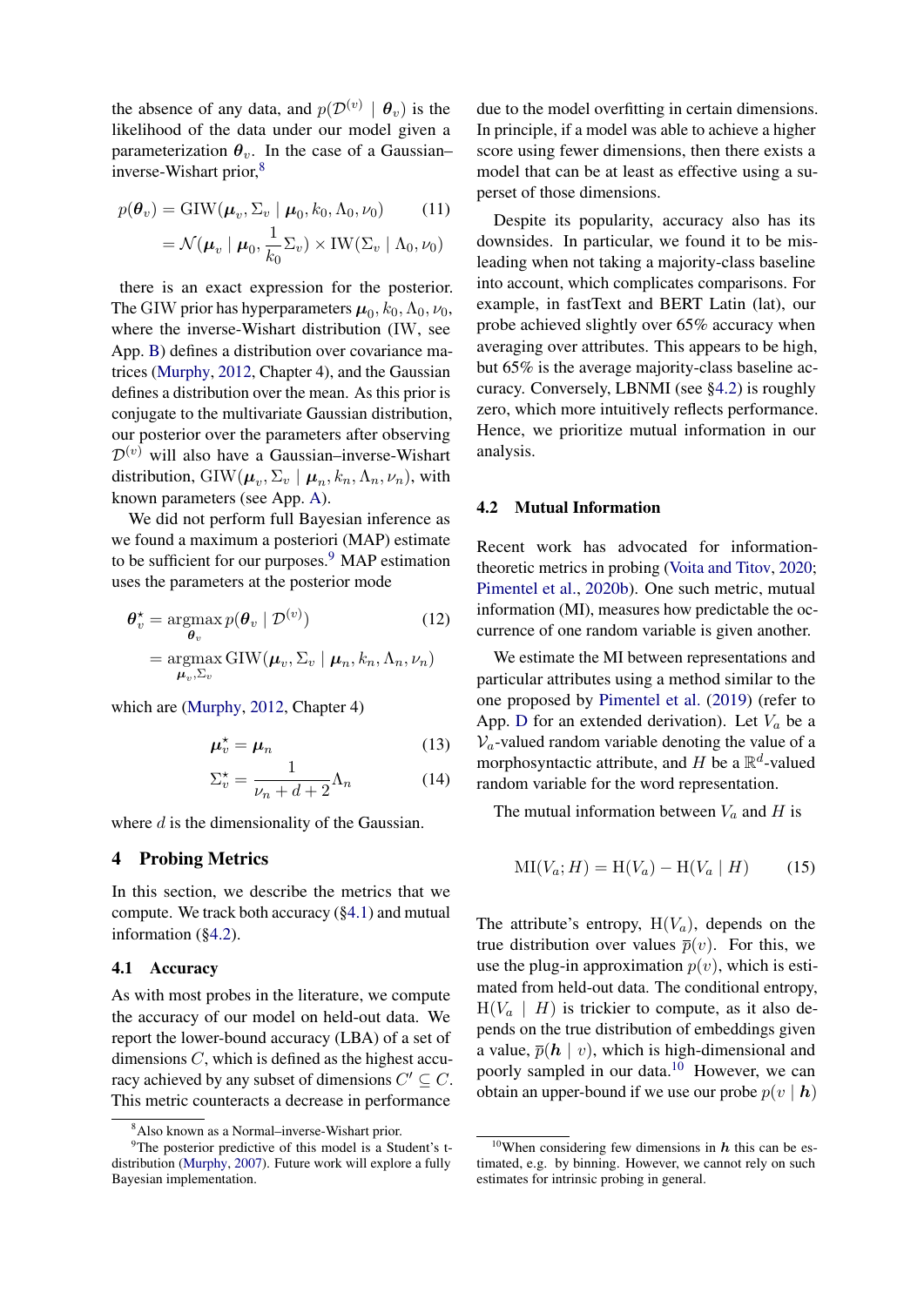the absence of any data, and $p(\mathcal{D}^{(v)} \mid \boldsymbol{\theta}_v)$ is the likelihood of the data under our model given a parameterization $\boldsymbol{\theta}_v$. In the case of a Gaussian–inverse-Wishart prior,[8]

$$p(\boldsymbol{\theta}_v) = \mathrm{GIW}(\boldsymbol{\mu}_v, \Sigma_v \mid \boldsymbol{\mu}_0, k_0, \Lambda_0, \nu_0) \tag{11}$$
$$= \mathcal{N}(\boldsymbol{\mu}_v \mid \boldsymbol{\mu}_0, \frac{1}{k_0}\Sigma_v) \times \mathrm{IW}(\Sigma_v \mid \Lambda_0, \nu_0)$$

there is an exact expression for the posterior. The GIW prior has hyperparameters $\boldsymbol{\mu}_0, k_0, \Lambda_0, \nu_0$, where the inverse-Wishart distribution (IW, see App. B) defines a distribution over covariance matrices (Murphy, 2012, Chapter 4), and the Gaussian defines a distribution over the mean. As this prior is conjugate to the multivariate Gaussian distribution, our posterior over the parameters after observing $\mathcal{D}^{(v)}$ will also have a Gaussian–inverse-Wishart distribution, $\mathrm{GIW}(\boldsymbol{\mu}_v, \Sigma_v \mid \boldsymbol{\mu}_n, k_n, \Lambda_n, \nu_n)$, with known parameters (see App. A).

We did not perform full Bayesian inference as we found a maximum a posteriori (MAP) estimate to be sufficient for our purposes.[9] MAP estimation uses the parameters at the posterior mode

$$\boldsymbol{\theta}_v^\star = \underset{\boldsymbol{\theta}_v}{\mathrm{argmax}}\, p(\boldsymbol{\theta}_v \mid \mathcal{D}^{(v)}) \tag{12}$$
$$= \underset{\boldsymbol{\mu}_v, \Sigma_v}{\mathrm{argmax}}\, \mathrm{GIW}(\boldsymbol{\mu}_v, \Sigma_v \mid \boldsymbol{\mu}_n, k_n, \Lambda_n, \nu_n)$$

which are (Murphy, 2012, Chapter 4)

$$\boldsymbol{\mu}_v^\star = \boldsymbol{\mu}_n \tag{13}$$

$$\Sigma_v^\star = \frac{1}{\nu_n + d + 2}\Lambda_n \tag{14}$$

where $d$ is the dimensionality of the Gaussian.

## 4 Probing Metrics

In this section, we describe the metrics that we compute. We track both accuracy (§4.1) and mutual information (§4.2).

### 4.1 Accuracy

As with most probes in the literature, we compute the accuracy of our model on held-out data. We report the lower-bound accuracy (LBA) of a set of dimensions $C$, which is defined as the highest accuracy achieved by any subset of dimensions $C' \subseteq C$. This metric counteracts a decrease in performance due to the model overfitting in certain dimensions. In principle, if a model was able to achieve a higher score using fewer dimensions, then there exists a model that can be at least as effective using a superset of those dimensions.

Despite its popularity, accuracy also has its downsides. In particular, we found it to be misleading when not taking a majority-class baseline into account, which complicates comparisons. For example, in fastText and BERT Latin (lat), our probe achieved slightly over 65% accuracy when averaging over attributes. This appears to be high, but 65% is the average majority-class baseline accuracy. Conversely, LBNMI (see §4.2) is roughly zero, which more intuitively reflects performance. Hence, we prioritize mutual information in our analysis.

### 4.2 Mutual Information

Recent work has advocated for information-theoretic metrics in probing (Voita and Titov, 2020; Pimentel et al., 2020b). One such metric, mutual information (MI), measures how predictable the occurrence of one random variable is given another.

We estimate the MI between representations and particular attributes using a method similar to the one proposed by Pimentel et al. (2019) (refer to App. D for an extended derivation). Let $V_a$ be a $\mathcal{V}_a$-valued random variable denoting the value of a morphosyntactic attribute, and $H$ be a $\mathbb{R}^d$-valued random variable for the word representation.

The mutual information between $V_a$ and $H$ is

$$\mathrm{MI}(V_a; H) = \mathrm{H}(V_a) - \mathrm{H}(V_a \mid H) \tag{15}$$

The attribute's entropy, $\mathrm{H}(V_a)$, depends on the true distribution over values $\overline{p}(v)$. For this, we use the plug-in approximation $p(v)$, which is estimated from held-out data. The conditional entropy, $\mathrm{H}(V_a \mid H)$ is trickier to compute, as it also depends on the true distribution of embeddings given a value, $\overline{p}(\boldsymbol{h} \mid v)$, which is high-dimensional and poorly sampled in our data.[10] However, we can obtain an upper-bound if we use our probe $p(v \mid \boldsymbol{h})$

[8] Also known as a Normal–inverse-Wishart prior.

[9] The posterior predictive of this model is a Student's t-distribution (Murphy, 2007). Future work will explore a fully Bayesian implementation.

[10] When considering few dimensions in $\boldsymbol{h}$ this can be estimated, e.g. by binning. However, we cannot rely on such estimates for intrinsic probing in general.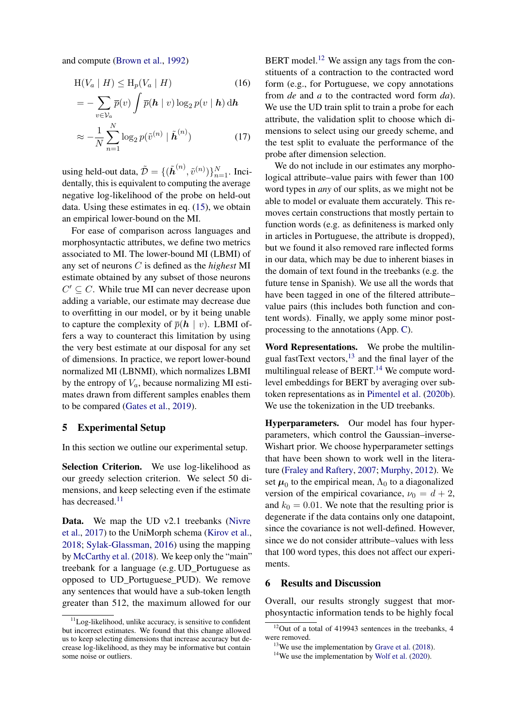and compute (Brown et al., 1992)

$$\mathrm{H}(V_a \mid H) \leq \mathrm{H}_p(V_a \mid H) \tag{16}$$

$$= -\sum_{v \in \mathcal{V}_a} \overline{p}(v) \int \overline{p}(\boldsymbol{h} \mid v) \log_2 p(v \mid \boldsymbol{h}) \,\mathrm{d}\boldsymbol{h}$$

$$\approx -\frac{1}{N} \sum_{n=1}^{N} \log_2 p(\tilde{v}^{(n)} \mid \tilde{\boldsymbol{h}}^{(n)}) \tag{17}$$

using held-out data, $\tilde{\mathcal{D}} = \{(\tilde{\boldsymbol{h}}^{(n)}, \tilde{v}^{(n)})\}_{n=1}^{N}$. Incidentally, this is equivalent to computing the average negative log-likelihood of the probe on held-out data. Using these estimates in eq. (15), we obtain an empirical lower-bound on the MI.

For ease of comparison across languages and morphosyntactic attributes, we define two metrics associated to MI. The lower-bound MI (LBMI) of any set of neurons $C$ is defined as the *highest* MI estimate obtained by any subset of those neurons $C' \subseteq C$. While true MI can never decrease upon adding a variable, our estimate may decrease due to overfitting in our model, or by it being unable to capture the complexity of $\overline{p}(\boldsymbol{h} \mid v)$. LBMI offers a way to counteract this limitation by using the very best estimate at our disposal for any set of dimensions. In practice, we report lower-bound normalized MI (LBNMI), which normalizes LBMI by the entropy of $V_a$, because normalizing MI estimates drawn from different samples enables them to be compared (Gates et al., 2019).

## 5 Experimental Setup

In this section we outline our experimental setup.

**Selection Criterion.** We use log-likelihood as our greedy selection criterion. We select 50 dimensions, and keep selecting even if the estimate has decreased.[11]

**Data.** We map the UD v2.1 treebanks (Nivre et al., 2017) to the UniMorph schema (Kirov et al., 2018; Sylak-Glassman, 2016) using the mapping by McCarthy et al. (2018). We keep only the "main" treebank for a language (e.g. UD_Portuguese as opposed to UD_Portuguese_PUD). We remove any sentences that would have a sub-token length greater than 512, the maximum allowed for our BERT model.[12] We assign any tags from the constituents of a contraction to the contracted word form (e.g., for Portuguese, we copy annotations from *de* and *a* to the contracted word form *da*). We use the UD train split to train a probe for each attribute, the validation split to choose which dimensions to select using our greedy scheme, and the test split to evaluate the performance of the probe after dimension selection.

We do not include in our estimates any morphological attribute–value pairs with fewer than 100 word types in *any* of our splits, as we might not be able to model or evaluate them accurately. This removes certain constructions that mostly pertain to function words (e.g. as definiteness is marked only in articles in Portuguese, the attribute is dropped), but we found it also removed rare inflected forms in our data, which may be due to inherent biases in the domain of text found in the treebanks (e.g. the future tense in Spanish). We use all the words that have been tagged in one of the filtered attribute–value pairs (this includes both function and content words). Finally, we apply some minor post-processing to the annotations (App. C).

**Word Representations.** We probe the multilingual fastText vectors,[13] and the final layer of the multilingual release of BERT.[14] We compute word-level embeddings for BERT by averaging over sub-token representations as in Pimentel et al. (2020b). We use the tokenization in the UD treebanks.

**Hyperparameters.** Our model has four hyperparameters, which control the Gaussian–inverse-Wishart prior. We choose hyperparameter settings that have been shown to work well in the literature (Fraley and Raftery, 2007; Murphy, 2012). We set $\boldsymbol{\mu}_0$ to the empirical mean, $\Lambda_0$ to a diagonalized version of the empirical covariance, $\nu_0 = d + 2$, and $k_0 = 0.01$. We note that the resulting prior is degenerate if the data contains only one datapoint, since the covariance is not well-defined. However, since we do not consider attribute–values with less that 100 word types, this does not affect our experiments.

## 6 Results and Discussion

Overall, our results strongly suggest that morphosyntactic information tends to be highly focal

[11] Log-likelihood, unlike accuracy, is sensitive to confident but incorrect estimates. We found that this change allowed us to keep selecting dimensions that increase accuracy but decrease log-likelihood, as they may be informative but contain some noise or outliers.

[12] Out of a total of 419943 sentences in the treebanks, 4 were removed.

[13] We use the implementation by Grave et al. (2018).

[14] We use the implementation by Wolf et al. (2020).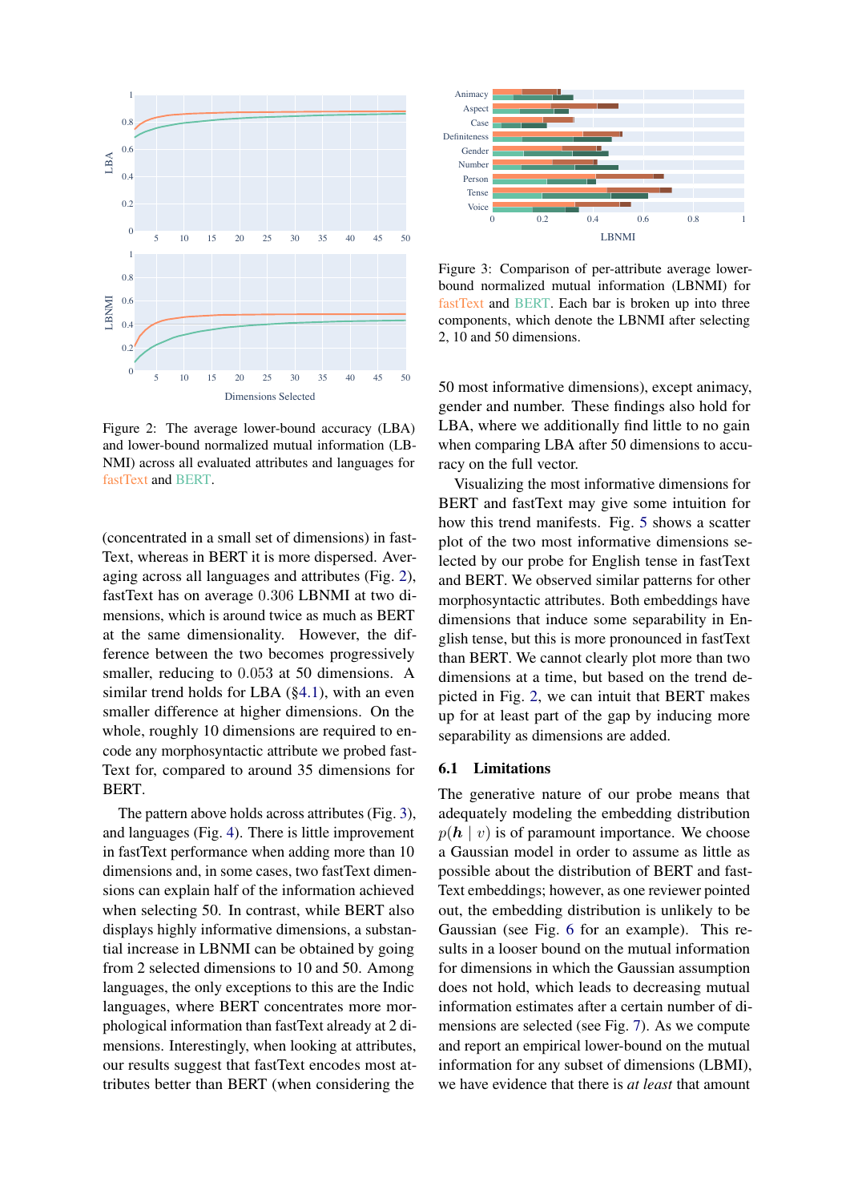Figure 2: The average lower-bound accuracy (LBA) and lower-bound normalized mutual information (LBNMI) across all evaluated attributes and languages for fastText and BERT.

Figure 3: Comparison of per-attribute average lower-bound normalized mutual information (LBNMI) for fastText and BERT. Each bar is broken up into three components, which denote the LBNMI after selecting 2, 10 and 50 dimensions.

(concentrated in a small set of dimensions) in fastText, whereas in BERT it is more dispersed. Averaging across all languages and attributes (Fig. 2), fastText has on average 0.306 LBNMI at two dimensions, which is around twice as much as BERT at the same dimensionality. However, the difference between the two becomes progressively smaller, reducing to 0.053 at 50 dimensions. A similar trend holds for LBA (§4.1), with an even smaller difference at higher dimensions. On the whole, roughly 10 dimensions are required to encode any morphosyntactic attribute we probed fastText for, compared to around 35 dimensions for BERT.

The pattern above holds across attributes (Fig. 3), and languages (Fig. 4). There is little improvement in fastText performance when adding more than 10 dimensions and, in some cases, two fastText dimensions can explain half of the information achieved when selecting 50. In contrast, while BERT also displays highly informative dimensions, a substantial increase in LBNMI can be obtained by going from 2 selected dimensions to 10 and 50. Among languages, the only exceptions to this are the Indic languages, where BERT concentrates more morphological information than fastText already at 2 dimensions. Interestingly, when looking at attributes, our results suggest that fastText encodes most attributes better than BERT (when considering the 50 most informative dimensions), except animacy, gender and number. These findings also hold for LBA, where we additionally find little to no gain when comparing LBA after 50 dimensions to accuracy on the full vector.

Visualizing the most informative dimensions for BERT and fastText may give some intuition for how this trend manifests. Fig. 5 shows a scatter plot of the two most informative dimensions selected by our probe for English tense in fastText and BERT. We observed similar patterns for other morphosyntactic attributes. Both embeddings have dimensions that induce some separability in English tense, but this is more pronounced in fastText than BERT. We cannot clearly plot more than two dimensions at a time, but based on the trend depicted in Fig. 2, we can intuit that BERT makes up for at least part of the gap by inducing more separability as dimensions are added.

### 6.1 Limitations

The generative nature of our probe means that adequately modeling the embedding distribution $p(\boldsymbol{h} \mid v)$ is of paramount importance. We choose a Gaussian model in order to assume as little as possible about the distribution of BERT and fastText embeddings; however, as one reviewer pointed out, the embedding distribution is unlikely to be Gaussian (see Fig. 6 for an example). This results in a looser bound on the mutual information for dimensions in which the Gaussian assumption does not hold, which leads to decreasing mutual information estimates after a certain number of dimensions are selected (see Fig. 7). As we compute and report an empirical lower-bound on the mutual information for any subset of dimensions (LBMI), we have evidence that there is *at least* that amount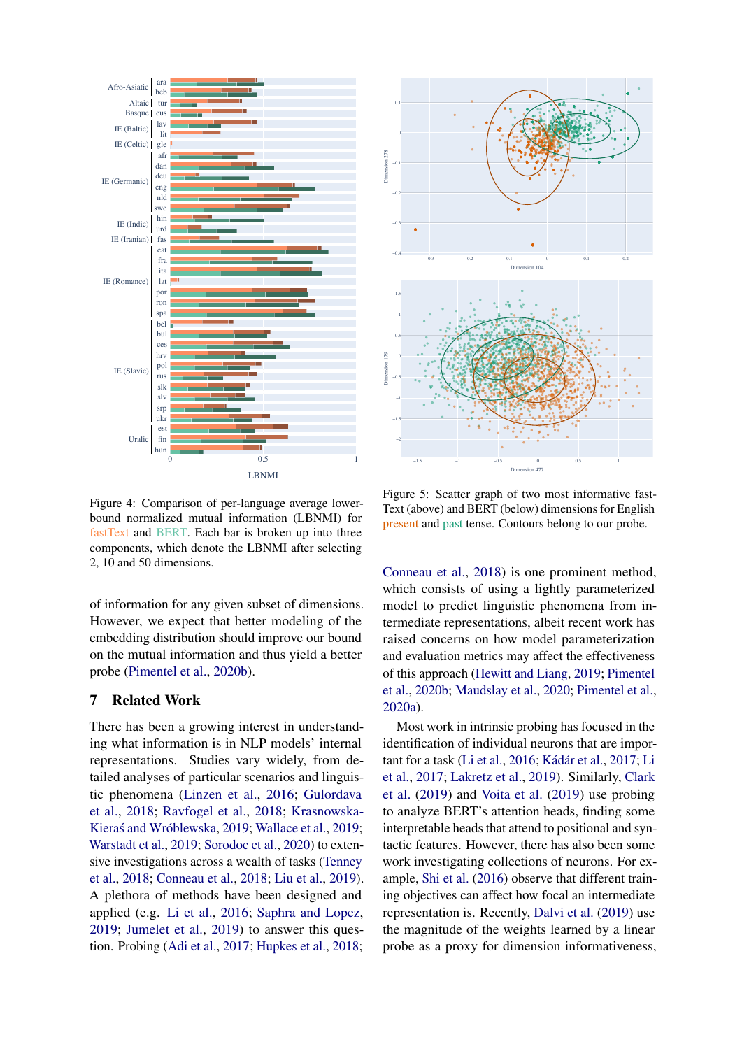Figure 4: Comparison of per-language average lower-bound normalized mutual information (LBNMI) for fastText and BERT. Each bar is broken up into three components, which denote the LBNMI after selecting 2, 10 and 50 dimensions.

Figure 5: Scatter graph of two most informative fastText (above) and BERT (below) dimensions for English present and past tense. Contours belong to our probe.

of information for any given subset of dimensions. However, we expect that better modeling of the embedding distribution should improve our bound on the mutual information and thus yield a better probe (Pimentel et al., 2020b).

## 7 Related Work

There has been a growing interest in understanding what information is in NLP models' internal representations. Studies vary widely, from detailed analyses of particular scenarios and linguistic phenomena (Linzen et al., 2016; Gulordava et al., 2018; Ravfogel et al., 2018; Krasnowska-Kieraś and Wróblewska, 2019; Wallace et al., 2019; Warstadt et al., 2019; Sorodoc et al., 2020) to extensive investigations across a wealth of tasks (Tenney et al., 2018; Conneau et al., 2018; Liu et al., 2019). A plethora of methods have been designed and applied (e.g. Li et al., 2016; Saphra and Lopez, 2019; Jumelet et al., 2019) to answer this question. Probing (Adi et al., 2017; Hupkes et al., 2018; Conneau et al., 2018) is one prominent method, which consists of using a lightly parameterized model to predict linguistic phenomena from intermediate representations, albeit recent work has raised concerns on how model parameterization and evaluation metrics may affect the effectiveness of this approach (Hewitt and Liang, 2019; Pimentel et al., 2020b; Maudslay et al., 2020; Pimentel et al., 2020a).

Most work in intrinsic probing has focused in the identification of individual neurons that are important for a task (Li et al., 2016; Kádár et al., 2017; Li et al., 2017; Lakretz et al., 2019). Similarly, Clark et al. (2019) and Voita et al. (2019) use probing to analyze BERT's attention heads, finding some interpretable heads that attend to positional and syntactic features. However, there has also been some work investigating collections of neurons. For example, Shi et al. (2016) observe that different training objectives can affect how focal an intermediate representation is. Recently, Dalvi et al. (2019) use the magnitude of the weights learned by a linear probe as a proxy for dimension informativeness,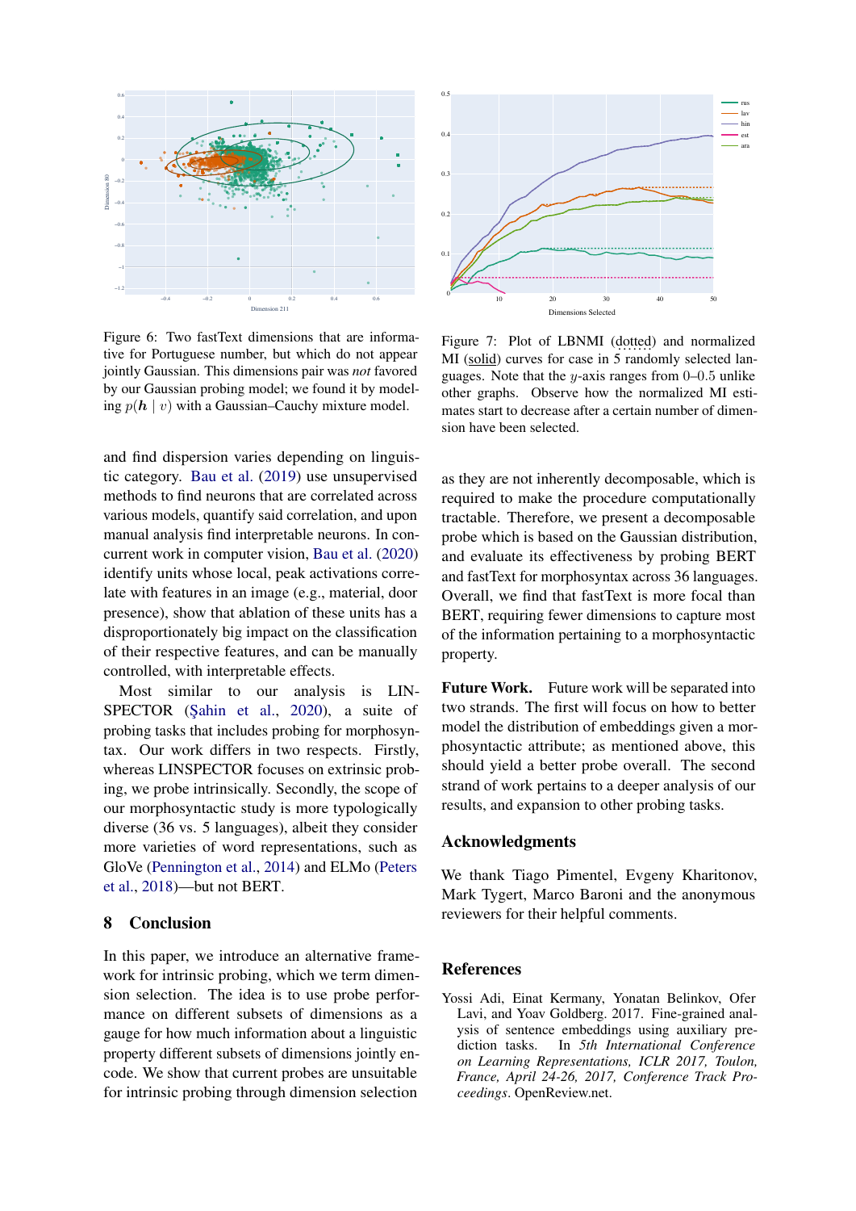Figure 6: Two fastText dimensions that are informative for Portuguese number, but which do not appear jointly Gaussian. This dimensions pair was *not* favored by our Gaussian probing model; we found it by modeling $p(\boldsymbol{h} \mid v)$ with a Gaussian–Cauchy mixture model.

Figure 7: Plot of LBNMI (dotted) and normalized MI (solid) curves for case in 5 randomly selected languages. Note that the $y$-axis ranges from 0–0.5 unlike other graphs. Observe how the normalized MI estimates start to decrease after a certain number of dimension have been selected.

and find dispersion varies depending on linguistic category. Bau et al. (2019) use unsupervised methods to find neurons that are correlated across various models, quantify said correlation, and upon manual analysis find interpretable neurons. In concurrent work in computer vision, Bau et al. (2020) identify units whose local, peak activations correlate with features in an image (e.g., material, door presence), show that ablation of these units has a disproportionately big impact on the classification of their respective features, and can be manually controlled, with interpretable effects.

Most similar to our analysis is LINSPECTOR (Şahin et al., 2020), a suite of probing tasks that includes probing for morphosyntax. Our work differs in two respects. Firstly, whereas LINSPECTOR focuses on extrinsic probing, we probe intrinsically. Secondly, the scope of our morphosyntactic study is more typologically diverse (36 vs. 5 languages), albeit they consider more varieties of word representations, such as GloVe (Pennington et al., 2014) and ELMo (Peters et al., 2018)—but not BERT.

## 8 Conclusion

In this paper, we introduce an alternative framework for intrinsic probing, which we term dimension selection. The idea is to use probe performance on different subsets of dimensions as a gauge for how much information about a linguistic property different subsets of dimensions jointly encode. We show that current probes are unsuitable for intrinsic probing through dimension selection as they are not inherently decomposable, which is required to make the procedure computationally tractable. Therefore, we present a decomposable probe which is based on the Gaussian distribution, and evaluate its effectiveness by probing BERT and fastText for morphosyntax across 36 languages. Overall, we find that fastText is more focal than BERT, requiring fewer dimensions to capture most of the information pertaining to a morphosyntactic property.

**Future Work.** Future work will be separated into two strands. The first will focus on how to better model the distribution of embeddings given a morphosyntactic attribute; as mentioned above, this should yield a better probe overall. The second strand of work pertains to a deeper analysis of our results, and expansion to other probing tasks.

## Acknowledgments

We thank Tiago Pimentel, Evgeny Kharitonov, Mark Tygert, Marco Baroni and the anonymous reviewers for their helpful comments.

## References

Yossi Adi, Einat Kermany, Yonatan Belinkov, Ofer Lavi, and Yoav Goldberg. 2017. Fine-grained analysis of sentence embeddings using auxiliary prediction tasks. In *5th International Conference on Learning Representations, ICLR 2017, Toulon, France, April 24-26, 2017, Conference Track Proceedings*. OpenReview.net.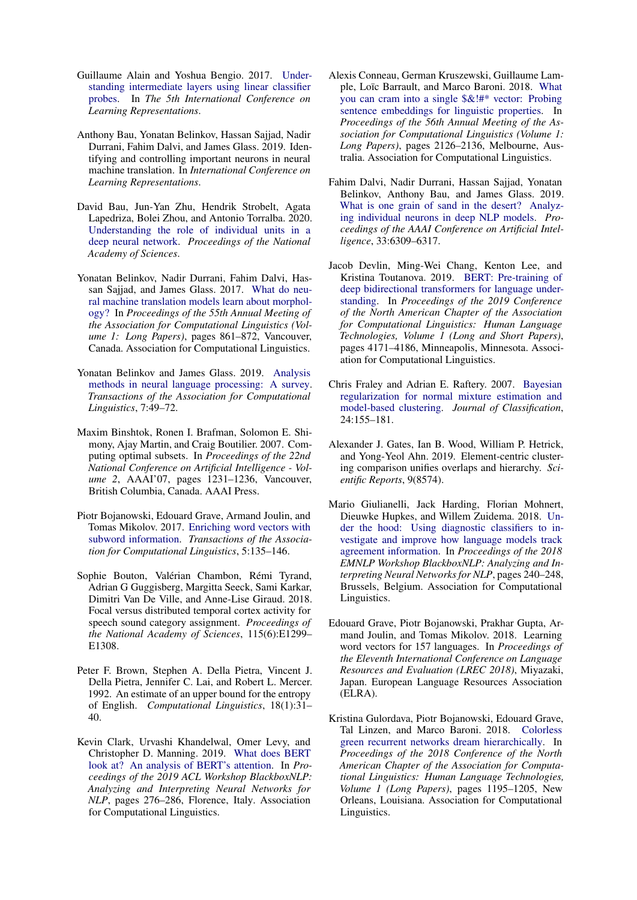Guillaume Alain and Yoshua Bengio. 2017. Understanding intermediate layers using linear classifier probes. In *The 5th International Conference on Learning Representations*.

Anthony Bau, Yonatan Belinkov, Hassan Sajjad, Nadir Durrani, Fahim Dalvi, and James Glass. 2019. Identifying and controlling important neurons in neural machine translation. In *International Conference on Learning Representations*.

David Bau, Jun-Yan Zhu, Hendrik Strobelt, Agata Lapedriza, Bolei Zhou, and Antonio Torralba. 2020. Understanding the role of individual units in a deep neural network. *Proceedings of the National Academy of Sciences*.

Yonatan Belinkov, Nadir Durrani, Fahim Dalvi, Hassan Sajjad, and James Glass. 2017. What do neural machine translation models learn about morphology? In *Proceedings of the 55th Annual Meeting of the Association for Computational Linguistics (Volume 1: Long Papers)*, pages 861–872, Vancouver, Canada. Association for Computational Linguistics.

Yonatan Belinkov and James Glass. 2019. Analysis methods in neural language processing: A survey. *Transactions of the Association for Computational Linguistics*, 7:49–72.

Maxim Binshtok, Ronen I. Brafman, Solomon E. Shimony, Ajay Martin, and Craig Boutilier. 2007. Computing optimal subsets. In *Proceedings of the 22nd National Conference on Artificial Intelligence - Volume 2*, AAAI'07, pages 1231–1236, Vancouver, British Columbia, Canada. AAAI Press.

Piotr Bojanowski, Edouard Grave, Armand Joulin, and Tomas Mikolov. 2017. Enriching word vectors with subword information. *Transactions of the Association for Computational Linguistics*, 5:135–146.

Sophie Bouton, Valérian Chambon, Rémi Tyrand, Adrian G Guggisberg, Margitta Seeck, Sami Karkar, Dimitri Van De Ville, and Anne-Lise Giraud. 2018. Focal versus distributed temporal cortex activity for speech sound category assignment. *Proceedings of the National Academy of Sciences*, 115(6):E1299–E1308.

Peter F. Brown, Stephen A. Della Pietra, Vincent J. Della Pietra, Jennifer C. Lai, and Robert L. Mercer. 1992. An estimate of an upper bound for the entropy of English. *Computational Linguistics*, 18(1):31–40.

Kevin Clark, Urvashi Khandelwal, Omer Levy, and Christopher D. Manning. 2019. What does BERT look at? An analysis of BERT's attention. In *Proceedings of the 2019 ACL Workshop BlackboxNLP: Analyzing and Interpreting Neural Networks for NLP*, pages 276–286, Florence, Italy. Association for Computational Linguistics.

Alexis Conneau, German Kruszewski, Guillaume Lample, Loïc Barrault, and Marco Baroni. 2018. What you can cram into a single $&!#* vector: Probing sentence embeddings for linguistic properties. In *Proceedings of the 56th Annual Meeting of the Association for Computational Linguistics (Volume 1: Long Papers)*, pages 2126–2136, Melbourne, Australia. Association for Computational Linguistics.

Fahim Dalvi, Nadir Durrani, Hassan Sajjad, Yonatan Belinkov, Anthony Bau, and James Glass. 2019. What is one grain of sand in the desert? Analyzing individual neurons in deep NLP models. *Proceedings of the AAAI Conference on Artificial Intelligence*, 33:6309–6317.

Jacob Devlin, Ming-Wei Chang, Kenton Lee, and Kristina Toutanova. 2019. BERT: Pre-training of deep bidirectional transformers for language understanding. In *Proceedings of the 2019 Conference of the North American Chapter of the Association for Computational Linguistics: Human Language Technologies, Volume 1 (Long and Short Papers)*, pages 4171–4186, Minneapolis, Minnesota. Association for Computational Linguistics.

Chris Fraley and Adrian E. Raftery. 2007. Bayesian regularization for normal mixture estimation and model-based clustering. *Journal of Classification*, 24:155–181.

Alexander J. Gates, Ian B. Wood, William P. Hetrick, and Yong-Yeol Ahn. 2019. Element-centric clustering comparison unifies overlaps and hierarchy. *Scientific Reports*, 9(8574).

Mario Giulianelli, Jack Harding, Florian Mohnert, Dieuwke Hupkes, and Willem Zuidema. 2018. Under the hood: Using diagnostic classifiers to investigate and improve how language models track agreement information. In *Proceedings of the 2018 EMNLP Workshop BlackboxNLP: Analyzing and Interpreting Neural Networks for NLP*, pages 240–248, Brussels, Belgium. Association for Computational Linguistics.

Edouard Grave, Piotr Bojanowski, Prakhar Gupta, Armand Joulin, and Tomas Mikolov. 2018. Learning word vectors for 157 languages. In *Proceedings of the Eleventh International Conference on Language Resources and Evaluation (LREC 2018)*, Miyazaki, Japan. European Language Resources Association (ELRA).

Kristina Gulordava, Piotr Bojanowski, Edouard Grave, Tal Linzen, and Marco Baroni. 2018. Colorless green recurrent networks dream hierarchically. In *Proceedings of the 2018 Conference of the North American Chapter of the Association for Computational Linguistics: Human Language Technologies, Volume 1 (Long Papers)*, pages 1195–1205, New Orleans, Louisiana. Association for Computational Linguistics.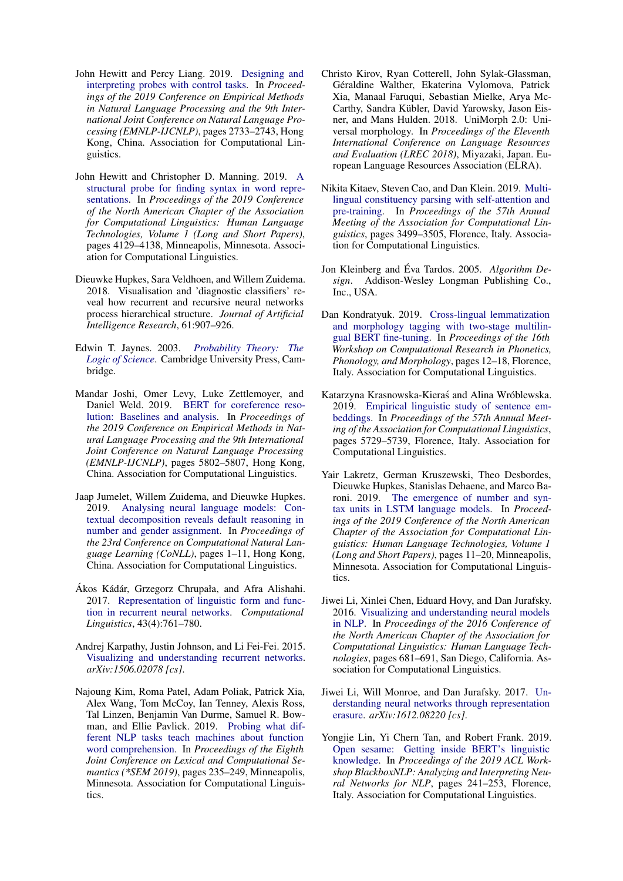John Hewitt and Percy Liang. 2019. Designing and interpreting probes with control tasks. In *Proceedings of the 2019 Conference on Empirical Methods in Natural Language Processing and the 9th International Joint Conference on Natural Language Processing (EMNLP-IJCNLP)*, pages 2733–2743, Hong Kong, China. Association for Computational Linguistics.

John Hewitt and Christopher D. Manning. 2019. A structural probe for finding syntax in word representations. In *Proceedings of the 2019 Conference of the North American Chapter of the Association for Computational Linguistics: Human Language Technologies, Volume 1 (Long and Short Papers)*, pages 4129–4138, Minneapolis, Minnesota. Association for Computational Linguistics.

Dieuwke Hupkes, Sara Veldhoen, and Willem Zuidema. 2018. Visualisation and 'diagnostic classifiers' reveal how recurrent and recursive neural networks process hierarchical structure. *Journal of Artificial Intelligence Research*, 61:907–926.

Edwin T. Jaynes. 2003. *Probability Theory: The Logic of Science*. Cambridge University Press, Cambridge.

Mandar Joshi, Omer Levy, Luke Zettlemoyer, and Daniel Weld. 2019. BERT for coreference resolution: Baselines and analysis. In *Proceedings of the 2019 Conference on Empirical Methods in Natural Language Processing and the 9th International Joint Conference on Natural Language Processing (EMNLP-IJCNLP)*, pages 5802–5807, Hong Kong, China. Association for Computational Linguistics.

Jaap Jumelet, Willem Zuidema, and Dieuwke Hupkes. 2019. Analysing neural language models: Contextual decomposition reveals default reasoning in number and gender assignment. In *Proceedings of the 23rd Conference on Computational Natural Language Learning (CoNLL)*, pages 1–11, Hong Kong, China. Association for Computational Linguistics.

Ákos Kádár, Grzegorz Chrupała, and Afra Alishahi. 2017. Representation of linguistic form and function in recurrent neural networks. *Computational Linguistics*, 43(4):761–780.

Andrej Karpathy, Justin Johnson, and Li Fei-Fei. 2015. Visualizing and understanding recurrent networks. *arXiv:1506.02078 [cs]*.

Najoung Kim, Roma Patel, Adam Poliak, Patrick Xia, Alex Wang, Tom McCoy, Ian Tenney, Alexis Ross, Tal Linzen, Benjamin Van Durme, Samuel R. Bowman, and Ellie Pavlick. 2019. Probing what different NLP tasks teach machines about function word comprehension. In *Proceedings of the Eighth Joint Conference on Lexical and Computational Semantics (*SEM 2019)*, pages 235–249, Minneapolis, Minnesota. Association for Computational Linguistics.

Christo Kirov, Ryan Cotterell, John Sylak-Glassman, Géraldine Walther, Ekaterina Vylomova, Patrick Xia, Manaal Faruqui, Sebastian Mielke, Arya McCarthy, Sandra Kübler, David Yarowsky, Jason Eisner, and Mans Hulden. 2018. UniMorph 2.0: Universal morphology. In *Proceedings of the Eleventh International Conference on Language Resources and Evaluation (LREC 2018)*, Miyazaki, Japan. European Language Resources Association (ELRA).

Nikita Kitaev, Steven Cao, and Dan Klein. 2019. Multilingual constituency parsing with self-attention and pre-training. In *Proceedings of the 57th Annual Meeting of the Association for Computational Linguistics*, pages 3499–3505, Florence, Italy. Association for Computational Linguistics.

Jon Kleinberg and Éva Tardos. 2005. *Algorithm Design*. Addison-Wesley Longman Publishing Co., Inc., USA.

Dan Kondratyuk. 2019. Cross-lingual lemmatization and morphology tagging with two-stage multilingual BERT fine-tuning. In *Proceedings of the 16th Workshop on Computational Research in Phonetics, Phonology, and Morphology*, pages 12–18, Florence, Italy. Association for Computational Linguistics.

Katarzyna Krasnowska-Kieraś and Alina Wróblewska. 2019. Empirical linguistic study of sentence embeddings. In *Proceedings of the 57th Annual Meeting of the Association for Computational Linguistics*, pages 5729–5739, Florence, Italy. Association for Computational Linguistics.

Yair Lakretz, German Kruszewski, Theo Desbordes, Dieuwke Hupkes, Stanislas Dehaene, and Marco Baroni. 2019. The emergence of number and syntax units in LSTM language models. In *Proceedings of the 2019 Conference of the North American Chapter of the Association for Computational Linguistics: Human Language Technologies, Volume 1 (Long and Short Papers)*, pages 11–20, Minneapolis, Minnesota. Association for Computational Linguistics.

Jiwei Li, Xinlei Chen, Eduard Hovy, and Dan Jurafsky. 2016. Visualizing and understanding neural models in NLP. In *Proceedings of the 2016 Conference of the North American Chapter of the Association for Computational Linguistics: Human Language Technologies*, pages 681–691, San Diego, California. Association for Computational Linguistics.

Jiwei Li, Will Monroe, and Dan Jurafsky. 2017. Understanding neural networks through representation erasure. *arXiv:1612.08220 [cs]*.

Yongjie Lin, Yi Chern Tan, and Robert Frank. 2019. Open sesame: Getting inside BERT's linguistic knowledge. In *Proceedings of the 2019 ACL Workshop BlackboxNLP: Analyzing and Interpreting Neural Networks for NLP*, pages 241–253, Florence, Italy. Association for Computational Linguistics.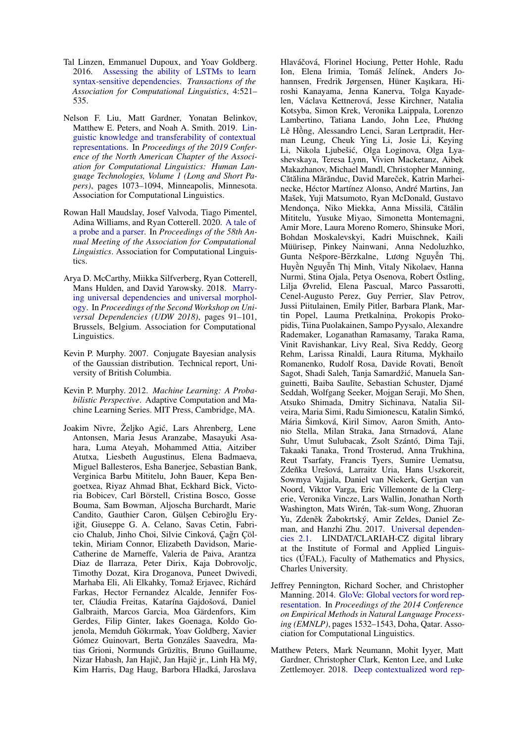Tal Linzen, Emmanuel Dupoux, and Yoav Goldberg. 2016. Assessing the ability of LSTMs to learn syntax-sensitive dependencies. *Transactions of the Association for Computational Linguistics*, 4:521–535.

Nelson F. Liu, Matt Gardner, Yonatan Belinkov, Matthew E. Peters, and Noah A. Smith. 2019. Linguistic knowledge and transferability of contextual representations. In *Proceedings of the 2019 Conference of the North American Chapter of the Association for Computational Linguistics: Human Language Technologies, Volume 1 (Long and Short Papers)*, pages 1073–1094, Minneapolis, Minnesota. Association for Computational Linguistics.

Rowan Hall Maudslay, Josef Valvoda, Tiago Pimentel, Adina Williams, and Ryan Cotterell. 2020. A tale of a probe and a parser. In *Proceedings of the 58th Annual Meeting of the Association for Computational Linguistics*. Association for Computational Linguistics.

Arya D. McCarthy, Miikka Silfverberg, Ryan Cotterell, Mans Hulden, and David Yarowsky. 2018. Marrying universal dependencies and universal morphology. In *Proceedings of the Second Workshop on Universal Dependencies (UDW 2018)*, pages 91–101, Brussels, Belgium. Association for Computational Linguistics.

Kevin P. Murphy. 2007. Conjugate Bayesian analysis of the Gaussian distribution. Technical report, University of British Columbia.

Kevin P. Murphy. 2012. *Machine Learning: A Probabilistic Perspective*. Adaptive Computation and Machine Learning Series. MIT Press, Cambridge, MA.

Joakim Nivre, Željko Agić, Lars Ahrenberg, Lene Antonsen, Maria Jesus Aranzabe, Masayuki Asahara, Luma Ateyah, Mohammed Attia, Aitziber Atutxa, Liesbeth Augustinus, Elena Badmaeva, Miguel Ballesteros, Esha Banerjee, Sebastian Bank, Verginica Barbu Mititelu, John Bauer, Kepa Bengoetxea, Riyaz Ahmad Bhat, Eckhard Bick, Victoria Bobicev, Carl Börstell, Cristina Bosco, Gosse Bouma, Sam Bowman, Aljoscha Burchardt, Marie Candito, Gauthier Caron, Gülşen Cebiroğlu Eryiğit, Giuseppe G. A. Celano, Savas Cetin, Fabricio Chalub, Jinho Choi, Silvie Cinková, Çağrı Çöltekin, Miriam Connor, Elizabeth Davidson, Marie-Catherine de Marneffe, Valeria de Paiva, Arantza Diaz de Ilarraza, Peter Dirix, Kaja Dobrovoljc, Timothy Dozat, Kira Droganova, Puneet Dwivedi, Marhaba Eli, Ali Elkahky, Tomaž Erjavec, Richárd Farkas, Hector Fernandez Alcalde, Jennifer Foster, Cláudia Freitas, Katarína Gajdošová, Daniel Galbraith, Marcos Garcia, Moa Gärdenfors, Kim Gerdes, Filip Ginter, Iakes Goenaga, Koldo Gojenola, Memduh Gökırmak, Yoav Goldberg, Xavier Gómez Guinovart, Berta Gonzáles Saavedra, Matias Grioni, Normunds Grūzītis, Bruno Guillaume, Nizar Habash, Jan Hajič, Jan Hajič jr., Linh Hà Mỹ, Kim Harris, Dag Haug, Barbora Hladká, Jaroslava Hlaváčová, Florinel Hociung, Petter Hohle, Radu Ion, Elena Irimia, Tomáš Jelínek, Anders Johannsen, Fredrik Jørgensen, Hüner Kaşıkara, Hiroshi Kanayama, Jenna Kanerva, Tolga Kayadelen, Václava Kettnerová, Jesse Kirchner, Natalia Kotsyba, Simon Krek, Veronika Laippala, Lorenzo Lambertino, Tatiana Lando, John Lee, Phương Lê Hồng, Alessandro Lenci, Saran Lertpradit, Herman Leung, Cheuk Ying Li, Josie Li, Keying Li, Nikola Ljubešić, Olga Loginova, Olga Lyashevskaya, Teresa Lynn, Vivien Macketanz, Aibek Makazhanov, Michael Mandl, Christopher Manning, Cătălina Mărănduc, David Mareček, Katrin Marheinecke, Héctor Martínez Alonso, André Martins, Jan Mašek, Yuji Matsumoto, Ryan McDonald, Gustavo Mendonça, Niko Miekka, Anna Missilä, Cătălin Mititelu, Yusuke Miyao, Simonetta Montemagni, Amir More, Laura Moreno Romero, Shinsuke Mori, Bohdan Moskalevskyi, Kadri Muischnek, Kaili Müürisep, Pinkey Nainwani, Anna Nedoluzhko, Gunta Nešpore-Bērzkalne, Lương Nguyễn Thị, Huyền Nguyễn Thị Minh, Vitaly Nikolaev, Hanna Nurmi, Stina Ojala, Petya Osenova, Robert Östling, Lilja Øvrelid, Elena Pascual, Marco Passarotti, Cenel-Augusto Perez, Guy Perrier, Slav Petrov, Jussi Piitulainen, Emily Pitler, Barbara Plank, Martin Popel, Lauma Pretkalniņa, Prokopis Prokopidis, Tiina Puolakainen, Sampo Pyysalo, Alexandre Rademaker, Loganathan Ramasamy, Taraka Rama, Vinit Ravishankar, Livy Real, Siva Reddy, Georg Rehm, Larissa Rinaldi, Laura Rituma, Mykhailo Romanenko, Rudolf Rosa, Davide Rovati, Benoît Sagot, Shadi Saleh, Tanja Samardžić, Manuela Sanguinetti, Baiba Saulīte, Sebastian Schuster, Djamé Seddah, Wolfgang Seeker, Mojgan Seraji, Mo Shen, Atsuko Shimada, Dmitry Sichinava, Natalia Silveira, Maria Simi, Radu Simionescu, Katalin Simkó, Mária Šimková, Kiril Simov, Aaron Smith, Antonio Stella, Milan Straka, Jana Strnadová, Alane Suhr, Umut Sulubacak, Zsolt Szántó, Dima Taji, Takaaki Tanaka, Trond Trosterud, Anna Trukhina, Reut Tsarfaty, Francis Tyers, Sumire Uematsu, Zdeňka Urešová, Larraitz Uria, Hans Uszkoreit, Sowmya Vajjala, Daniel van Niekerk, Gertjan van Noord, Viktor Varga, Eric Villemonte de la Clergerie, Veronika Vincze, Lars Wallin, Jonathan North Washington, Mats Wirén, Tak-sum Wong, Zhuoran Yu, Zdeněk Žabokrtský, Amir Zeldes, Daniel Zeman, and Hanzhi Zhu. 2017. Universal dependencies 2.1. LINDAT/CLARIAH-CZ digital library at the Institute of Formal and Applied Linguistics (ÚFAL), Faculty of Mathematics and Physics, Charles University.

Jeffrey Pennington, Richard Socher, and Christopher Manning. 2014. GloVe: Global vectors for word representation. In *Proceedings of the 2014 Conference on Empirical Methods in Natural Language Processing (EMNLP)*, pages 1532–1543, Doha, Qatar. Association for Computational Linguistics.

Matthew Peters, Mark Neumann, Mohit Iyyer, Matt Gardner, Christopher Clark, Kenton Lee, and Luke Zettlemoyer. 2018. Deep contextualized word rep-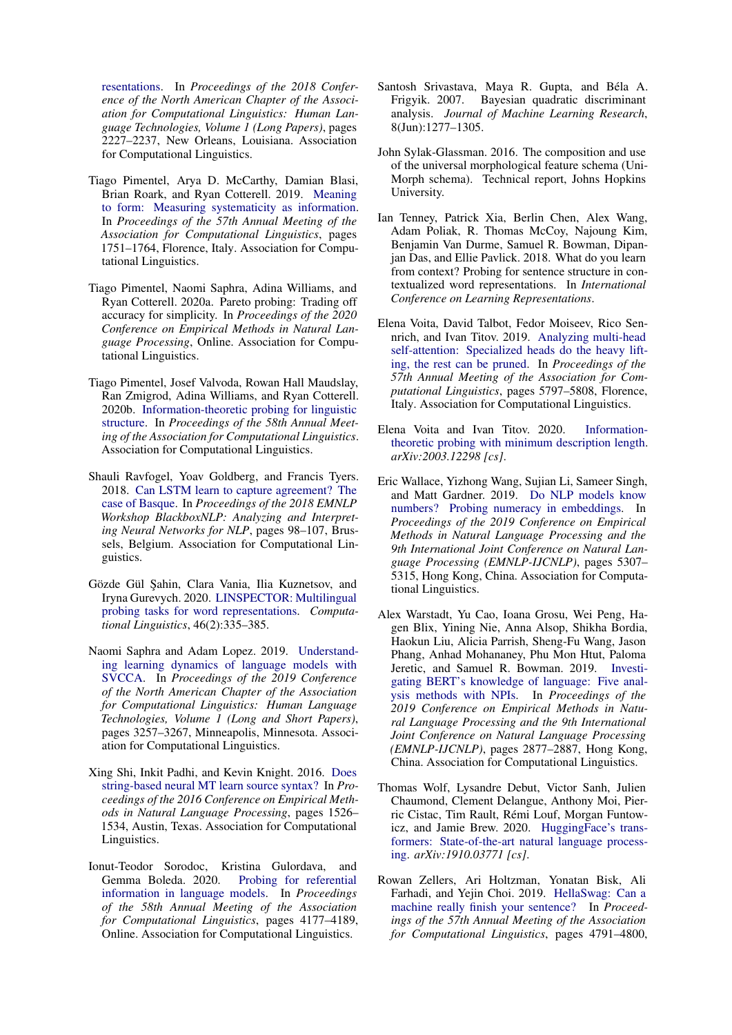resentations. In *Proceedings of the 2018 Conference of the North American Chapter of the Association for Computational Linguistics: Human Language Technologies, Volume 1 (Long Papers)*, pages 2227–2237, New Orleans, Louisiana. Association for Computational Linguistics.

Tiago Pimentel, Arya D. McCarthy, Damian Blasi, Brian Roark, and Ryan Cotterell. 2019. Meaning to form: Measuring systematicity as information. In *Proceedings of the 57th Annual Meeting of the Association for Computational Linguistics*, pages 1751–1764, Florence, Italy. Association for Computational Linguistics.

Tiago Pimentel, Naomi Saphra, Adina Williams, and Ryan Cotterell. 2020a. Pareto probing: Trading off accuracy for simplicity. In *Proceedings of the 2020 Conference on Empirical Methods in Natural Language Processing*, Online. Association for Computational Linguistics.

Tiago Pimentel, Josef Valvoda, Rowan Hall Maudslay, Ran Zmigrod, Adina Williams, and Ryan Cotterell. 2020b. Information-theoretic probing for linguistic structure. In *Proceedings of the 58th Annual Meeting of the Association for Computational Linguistics*. Association for Computational Linguistics.

Shauli Ravfogel, Yoav Goldberg, and Francis Tyers. 2018. Can LSTM learn to capture agreement? The case of Basque. In *Proceedings of the 2018 EMNLP Workshop BlackboxNLP: Analyzing and Interpreting Neural Networks for NLP*, pages 98–107, Brussels, Belgium. Association for Computational Linguistics.

Gözde Gül Şahin, Clara Vania, Ilia Kuznetsov, and Iryna Gurevych. 2020. LINSPECTOR: Multilingual probing tasks for word representations. *Computational Linguistics*, 46(2):335–385.

Naomi Saphra and Adam Lopez. 2019. Understanding learning dynamics of language models with SVCCA. In *Proceedings of the 2019 Conference of the North American Chapter of the Association for Computational Linguistics: Human Language Technologies, Volume 1 (Long and Short Papers)*, pages 3257–3267, Minneapolis, Minnesota. Association for Computational Linguistics.

Xing Shi, Inkit Padhi, and Kevin Knight. 2016. Does string-based neural MT learn source syntax? In *Proceedings of the 2016 Conference on Empirical Methods in Natural Language Processing*, pages 1526–1534, Austin, Texas. Association for Computational Linguistics.

Ionut-Teodor Sorodoc, Kristina Gulordava, and Gemma Boleda. 2020. Probing for referential information in language models. In *Proceedings of the 58th Annual Meeting of the Association for Computational Linguistics*, pages 4177–4189, Online. Association for Computational Linguistics.

Santosh Srivastava, Maya R. Gupta, and Béla A. Frigyik. 2007. Bayesian quadratic discriminant analysis. *Journal of Machine Learning Research*, 8(Jun):1277–1305.

John Sylak-Glassman. 2016. The composition and use of the universal morphological feature schema (UniMorph schema). Technical report, Johns Hopkins University.

Ian Tenney, Patrick Xia, Berlin Chen, Alex Wang, Adam Poliak, R. Thomas McCoy, Najoung Kim, Benjamin Van Durme, Samuel R. Bowman, Dipanjan Das, and Ellie Pavlick. 2018. What do you learn from context? Probing for sentence structure in contextualized word representations. In *International Conference on Learning Representations*.

Elena Voita, David Talbot, Fedor Moiseev, Rico Sennrich, and Ivan Titov. 2019. Analyzing multi-head self-attention: Specialized heads do the heavy lifting, the rest can be pruned. In *Proceedings of the 57th Annual Meeting of the Association for Computational Linguistics*, pages 5797–5808, Florence, Italy. Association for Computational Linguistics.

Elena Voita and Ivan Titov. 2020. Information-theoretic probing with minimum description length. *arXiv:2003.12298 [cs]*.

Eric Wallace, Yizhong Wang, Sujian Li, Sameer Singh, and Matt Gardner. 2019. Do NLP models know numbers? Probing numeracy in embeddings. In *Proceedings of the 2019 Conference on Empirical Methods in Natural Language Processing and the 9th International Joint Conference on Natural Language Processing (EMNLP-IJCNLP)*, pages 5307–5315, Hong Kong, China. Association for Computational Linguistics.

Alex Warstadt, Yu Cao, Ioana Grosu, Wei Peng, Hagen Blix, Yining Nie, Anna Alsop, Shikha Bordia, Haokun Liu, Alicia Parrish, Sheng-Fu Wang, Jason Phang, Anhad Mohananey, Phu Mon Htut, Paloma Jeretic, and Samuel R. Bowman. 2019. Investigating BERT's knowledge of language: Five analysis methods with NPIs. In *Proceedings of the 2019 Conference on Empirical Methods in Natural Language Processing and the 9th International Joint Conference on Natural Language Processing (EMNLP-IJCNLP)*, pages 2877–2887, Hong Kong, China. Association for Computational Linguistics.

Thomas Wolf, Lysandre Debut, Victor Sanh, Julien Chaumond, Clement Delangue, Anthony Moi, Pierric Cistac, Tim Rault, Rémi Louf, Morgan Funtowicz, and Jamie Brew. 2020. HuggingFace's transformers: State-of-the-art natural language processing. *arXiv:1910.03771 [cs]*.

Rowan Zellers, Ari Holtzman, Yonatan Bisk, Ali Farhadi, and Yejin Choi. 2019. HellaSwag: Can a machine really finish your sentence? In *Proceedings of the 57th Annual Meeting of the Association for Computational Linguistics*, pages 4791–4800,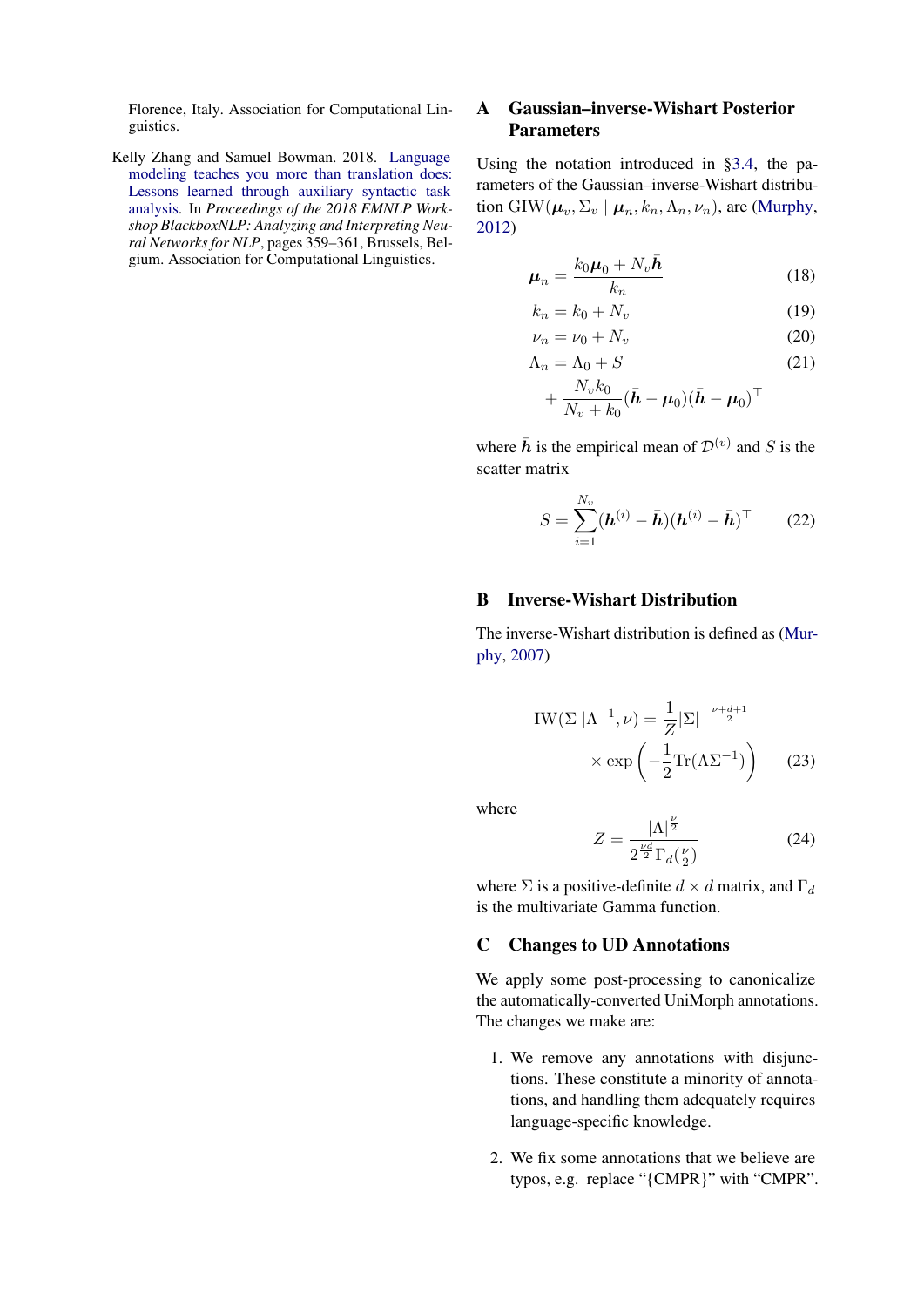Florence, Italy. Association for Computational Linguistics.

Kelly Zhang and Samuel Bowman. 2018. Language modeling teaches you more than translation does: Lessons learned through auxiliary syntactic task analysis. In *Proceedings of the 2018 EMNLP Workshop BlackboxNLP: Analyzing and Interpreting Neural Networks for NLP*, pages 359–361, Brussels, Belgium. Association for Computational Linguistics.

## A Gaussian–inverse-Wishart Posterior Parameters

Using the notation introduced in §3.4, the parameters of the Gaussian–inverse-Wishart distribution $\mathrm{GIW}(\boldsymbol{\mu}_v, \Sigma_v \mid \boldsymbol{\mu}_n, k_n, \Lambda_n, \nu_n)$, are (Murphy, 2012)

$$\boldsymbol{\mu}_n = \frac{k_0 \boldsymbol{\mu}_0 + N_v \bar{\boldsymbol{h}}}{k_n} \tag{18}$$

$$k_n = k_0 + N_v \tag{19}$$

$$\nu_n = \nu_0 + N_v \tag{20}$$

$$\Lambda_n = \Lambda_0 + S + \frac{N_v k_0}{N_v + k_0} (\bar{\boldsymbol{h}} - \boldsymbol{\mu}_0)(\bar{\boldsymbol{h}} - \boldsymbol{\mu}_0)^\top \tag{21}$$

where $\bar{\boldsymbol{h}}$ is the empirical mean of $\mathcal{D}^{(v)}$ and $S$ is the scatter matrix

$$S = \sum_{i=1}^{N_v} (\boldsymbol{h}^{(i)} - \bar{\boldsymbol{h}})(\boldsymbol{h}^{(i)} - \bar{\boldsymbol{h}})^\top \tag{22}$$

## B Inverse-Wishart Distribution

The inverse-Wishart distribution is defined as (Murphy, 2007)

$$\mathrm{IW}(\Sigma \mid \Lambda^{-1}, \nu) = \frac{1}{Z} |\Sigma|^{-\frac{\nu+d+1}{2}} \times \exp\left(-\frac{1}{2} \mathrm{Tr}(\Lambda \Sigma^{-1})\right) \tag{23}$$

where

$$Z = \frac{|\Lambda|^{\frac{\nu}{2}}}{2^{\frac{\nu d}{2}} \Gamma_d(\frac{\nu}{2})} \tag{24}$$

where $\Sigma$ is a positive-definite $d \times d$ matrix, and $\Gamma_d$ is the multivariate Gamma function.

## C Changes to UD Annotations

We apply some post-processing to canonicalize the automatically-converted UniMorph annotations. The changes we make are:

1. We remove any annotations with disjunctions. These constitute a minority of annotations, and handling them adequately requires language-specific knowledge.

2. We fix some annotations that we believe are typos, e.g. replace "{CMPR}" with "CMPR".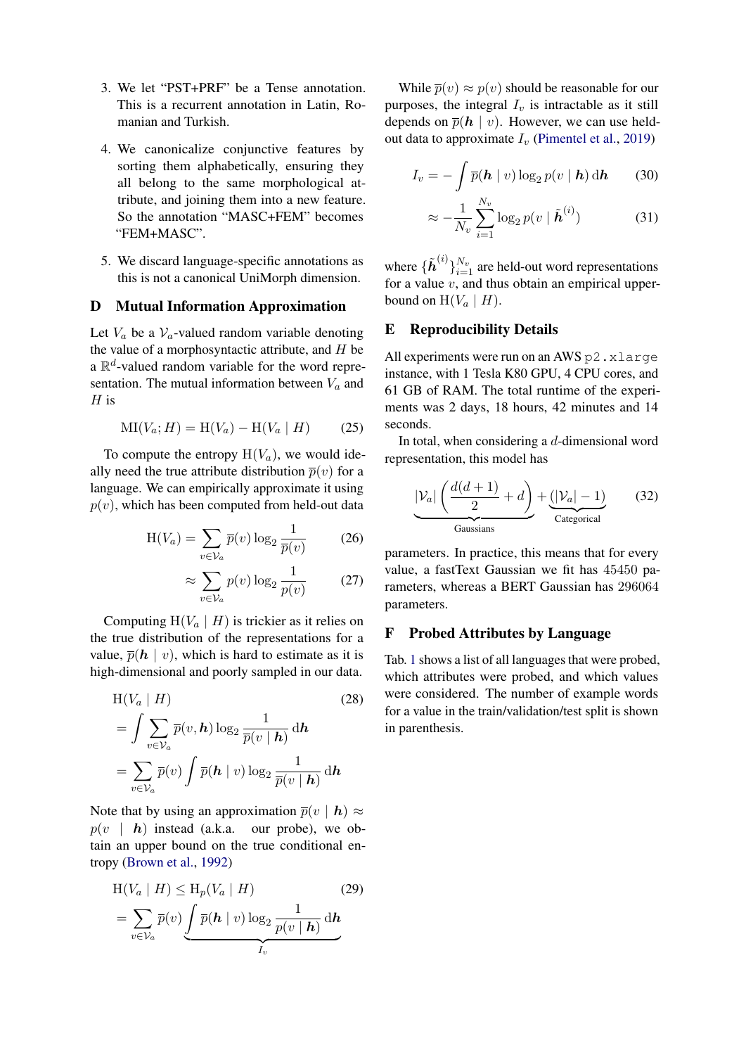3. We let "PST+PRF" be a Tense annotation. This is a recurrent annotation in Latin, Romanian and Turkish.

4. We canonicalize conjunctive features by sorting them alphabetically, ensuring they all belong to the same morphological attribute, and joining them into a new feature. So the annotation "MASC+FEM" becomes "FEM+MASC".

5. We discard language-specific annotations as this is not a canonical UniMorph dimension.

## D Mutual Information Approximation

Let $V_a$ be a $\mathcal{V}_a$-valued random variable denoting the value of a morphosyntactic attribute, and $H$ be a $\mathbb{R}^d$-valued random variable for the word representation. The mutual information between $V_a$ and $H$ is

$$\mathrm{MI}(V_a; H) = \mathrm{H}(V_a) - \mathrm{H}(V_a \mid H) \tag{25}$$

To compute the entropy $\mathrm{H}(V_a)$, we would ideally need the true attribute distribution $\overline{p}(v)$ for a language. We can empirically approximate it using $p(v)$, which has been computed from held-out data

$$\mathrm{H}(V_a) = \sum_{v \in \mathcal{V}_a} \overline{p}(v) \log_2 \frac{1}{\overline{p}(v)} \tag{26}$$

$$\approx \sum_{v \in \mathcal{V}_a} p(v) \log_2 \frac{1}{p(v)} \tag{27}$$

Computing $\mathrm{H}(V_a \mid H)$ is trickier as it relies on the true distribution of the representations for a value, $\overline{p}(\boldsymbol{h} \mid v)$, which is hard to estimate as it is high-dimensional and poorly sampled in our data.

$$\begin{aligned} &\mathrm{H}(V_a \mid H) \qquad (28) \\ &= \int \sum_{v \in \mathcal{V}_a} \overline{p}(v, \boldsymbol{h}) \log_2 \frac{1}{\overline{p}(v \mid \boldsymbol{h})} \, \mathrm{d}\boldsymbol{h} \\ &= \sum_{v \in \mathcal{V}_a} \overline{p}(v) \int \overline{p}(\boldsymbol{h} \mid v) \log_2 \frac{1}{\overline{p}(v \mid \boldsymbol{h})} \, \mathrm{d}\boldsymbol{h} \end{aligned}$$

Note that by using an approximation $\overline{p}(v \mid \boldsymbol{h}) \approx p(v \mid \boldsymbol{h})$ instead (a.k.a. our probe), we obtain an upper bound on the true conditional entropy (Brown et al., 1992)

$$\begin{aligned} &\mathrm{H}(V_a \mid H) \leq \mathrm{H}_p(V_a \mid H) \qquad (29) \\ &= \sum_{v \in \mathcal{V}_a} \overline{p}(v) \underbrace{\int \overline{p}(\boldsymbol{h} \mid v) \log_2 \frac{1}{p(v \mid \boldsymbol{h})} \, \mathrm{d}\boldsymbol{h}}_{I_v} \end{aligned}$$

While $\overline{p}(v) \approx p(v)$ should be reasonable for our purposes, the integral $I_v$ is still intractable as it still depends on $\overline{p}(\boldsymbol{h} \mid v)$. However, we can use held-out data to approximate $I_v$ (Pimentel et al., 2019)

$$I_v = -\int \overline{p}(\boldsymbol{h} \mid v) \log_2 p(v \mid \boldsymbol{h}) \, \mathrm{d}\boldsymbol{h} \tag{30}$$

$$\approx -\frac{1}{N_v} \sum_{i=1}^{N_v} \log_2 p(v \mid \tilde{\boldsymbol{h}}^{(i)}) \tag{31}$$

where $\{\tilde{\boldsymbol{h}}^{(i)}\}_{i=1}^{N_v}$ are held-out word representations for a value $v$, and thus obtain an empirical upper-bound on $\mathrm{H}(V_a \mid H)$.

## E Reproducibility Details

All experiments were run on an AWS `p2.xlarge` instance, with 1 Tesla K80 GPU, 4 CPU cores, and 61 GB of RAM. The total runtime of the experiments was 2 days, 18 hours, 42 minutes and 14 seconds.

In total, when considering a $d$-dimensional word representation, this model has

$$\underbrace{|\mathcal{V}_a| \left( \frac{d(d+1)}{2} + d \right)}_{\text{Gaussians}} + \underbrace{(|\mathcal{V}_a| - 1)}_{\text{Categorical}} \tag{32}$$

parameters. In practice, this means that for every value, a fastText Gaussian we fit has 45450 parameters, whereas a BERT Gaussian has 296064 parameters.

## F Probed Attributes by Language

Tab. 1 shows a list of all languages that were probed, which attributes were probed, and which values were considered. The number of example words for a value in the train/validation/test split is shown in parenthesis.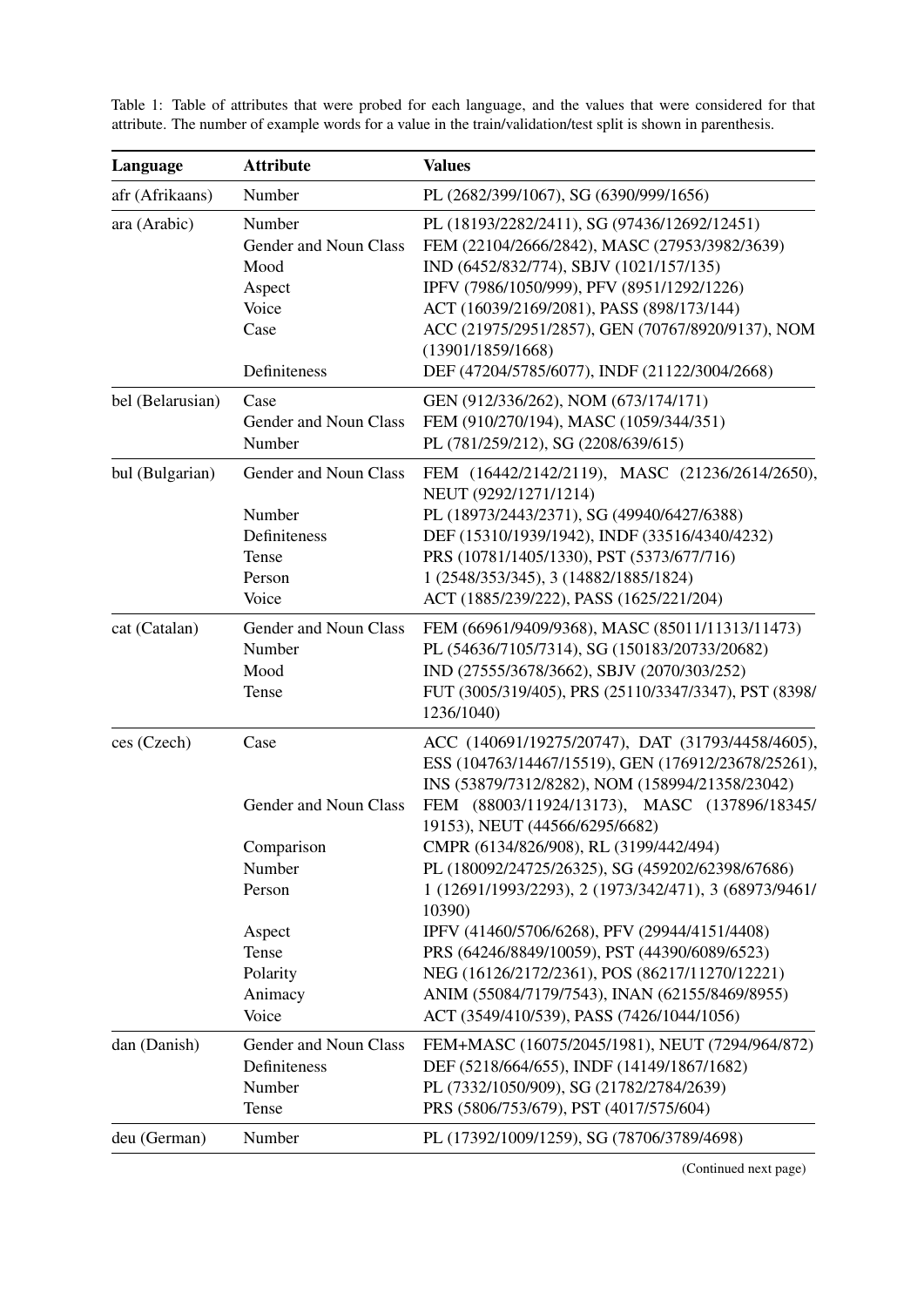Table 1: Table of attributes that were probed for each language, and the values that were considered for that attribute. The number of example words for a value in the train/validation/test split is shown in parenthesis.

| Language | Attribute | Values |
|---|---|---|
| afr (Afrikaans) | Number | PL (2682/399/1067), SG (6390/999/1656) |
| ara (Arabic) | Number | PL (18193/2282/2411), SG (97436/12692/12451) |
| | Gender and Noun Class | FEM (22104/2666/2842), MASC (27953/3982/3639) |
| | Mood | IND (6452/832/774), SBJV (1021/157/135) |
| | Aspect | IPFV (7986/1050/999), PFV (8951/1292/1226) |
| | Voice | ACT (16039/2169/2081), PASS (898/173/144) |
| | Case | ACC (21975/2951/2857), GEN (70767/8920/9137), NOM (13901/1859/1668) |
| | Definiteness | DEF (47204/5785/6077), INDF (21122/3004/2668) |
| bel (Belarusian) | Case | GEN (912/336/262), NOM (673/174/171) |
| | Gender and Noun Class | FEM (910/270/194), MASC (1059/344/351) |
| | Number | PL (781/259/212), SG (2208/639/615) |
| bul (Bulgarian) | Gender and Noun Class | FEM (16442/2142/2119), MASC (21236/2614/2650), NEUT (9292/1271/1214) |
| | Number | PL (18973/2443/2371), SG (49940/6427/6388) |
| | Definiteness | DEF (15310/1939/1942), INDF (33516/4340/4232) |
| | Tense | PRS (10781/1405/1330), PST (5373/677/716) |
| | Person | 1 (2548/353/345), 3 (14882/1885/1824) |
| | Voice | ACT (1885/239/222), PASS (1625/221/204) |
| cat (Catalan) | Gender and Noun Class | FEM (66961/9409/9368), MASC (85011/11313/11473) |
| | Number | PL (54636/7105/7314), SG (150183/20733/20682) |
| | Mood | IND (27555/3678/3662), SBJV (2070/303/252) |
| | Tense | FUT (3005/319/405), PRS (25110/3347/3347), PST (8398/1236/1040) |
| ces (Czech) | Case | ACC (140691/19275/20747), DAT (31793/4458/4605), ESS (104763/14467/15519), GEN (176912/23678/25261), INS (53879/7312/8282), NOM (158994/21358/23042) |
| | Gender and Noun Class | FEM (88003/11924/13173), MASC (137896/18345/19153), NEUT (44566/6295/6682) |
| | Comparison | CMPR (6134/826/908), RL (3199/442/494) |
| | Number | PL (180092/24725/26325), SG (459202/62398/67686) |
| | Person | 1 (12691/1993/2293), 2 (1973/342/471), 3 (68973/9461/10390) |
| | Aspect | IPFV (41460/5706/6268), PFV (29944/4151/4408) |
| | Tense | PRS (64246/8849/10059), PST (44390/6089/6523) |
| | Polarity | NEG (16126/2172/2361), POS (86217/11270/12221) |
| | Animacy | ANIM (55084/7179/7543), INAN (62155/8469/8955) |
| | Voice | ACT (3549/410/539), PASS (7426/1044/1056) |
| dan (Danish) | Gender and Noun Class | FEM+MASC (16075/2045/1981), NEUT (7294/964/872) |
| | Definiteness | DEF (5218/664/655), INDF (14149/1867/1682) |
| | Number | PL (7332/1050/909), SG (21782/2784/2639) |
| | Tense | PRS (5806/753/679), PST (4017/575/604) |
| deu (German) | Number | PL (17392/1009/1259), SG (78706/3789/4698) |

(Continued next page)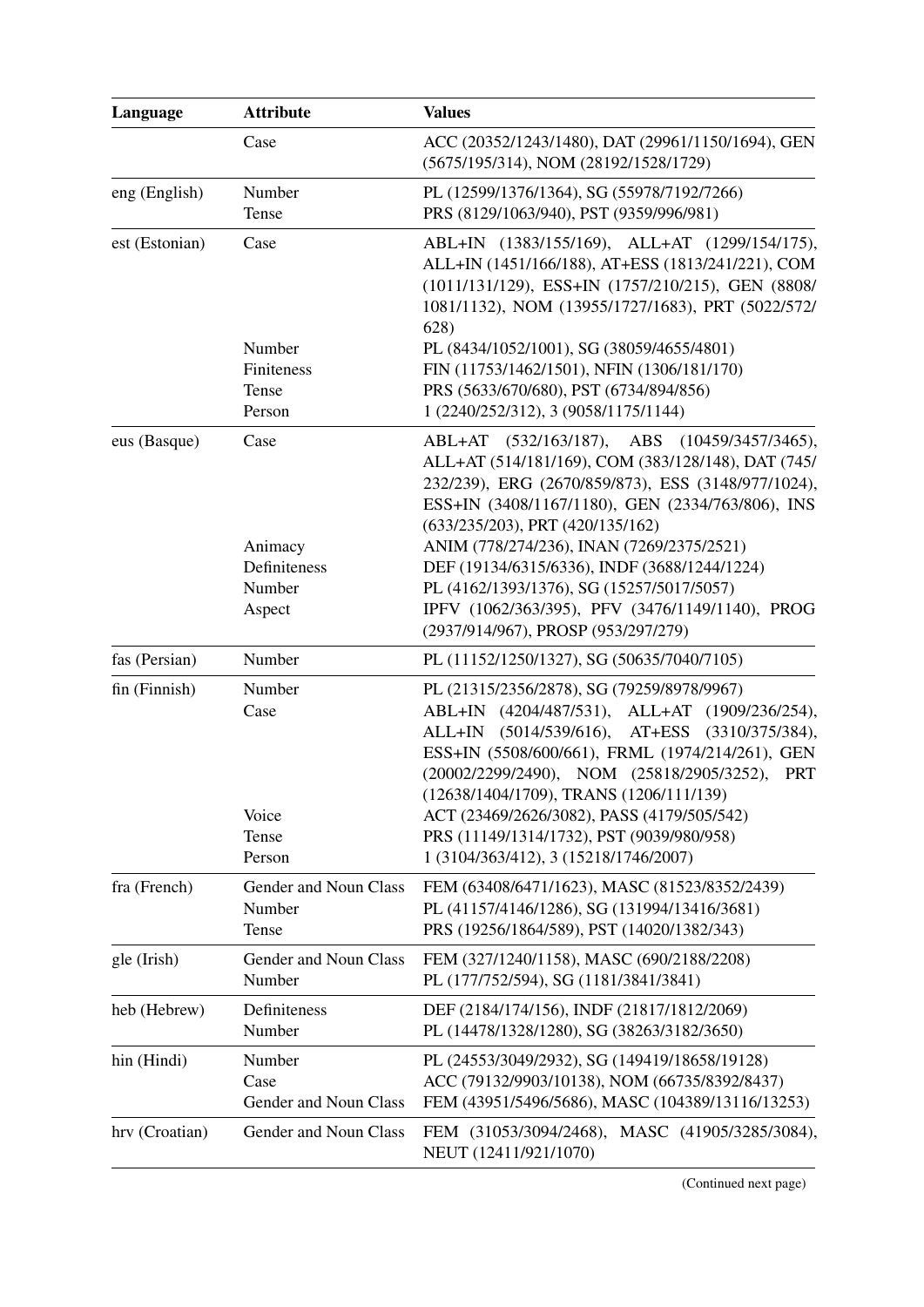| Language | Attribute | Values |
|---|---|---|
| | Case | ACC (20352/1243/1480), DAT (29961/1150/1694), GEN (5675/195/314), NOM (28192/1528/1729) |
| eng (English) | Number | PL (12599/1376/1364), SG (55978/7192/7266) |
| | Tense | PRS (8129/1063/940), PST (9359/996/981) |
| est (Estonian) | Case | ABL+IN (1383/155/169), ALL+AT (1299/154/175), ALL+IN (1451/166/188), AT+ESS (1813/241/221), COM (1011/131/129), ESS+IN (1757/210/215), GEN (8808/1081/1132), NOM (13955/1727/1683), PRT (5022/572/628) |
| | Number | PL (8434/1052/1001), SG (38059/4655/4801) |
| | Finiteness | FIN (11753/1462/1501), NFIN (1306/181/170) |
| | Tense | PRS (5633/670/680), PST (6734/894/856) |
| | Person | 1 (2240/252/312), 3 (9058/1175/1144) |
| eus (Basque) | Case | ABL+AT (532/163/187), ABS (10459/3457/3465), ALL+AT (514/181/169), COM (383/128/148), DAT (745/232/239), ERG (2670/859/873), ESS (3148/977/1024), ESS+IN (3408/1167/1180), GEN (2334/763/806), INS (633/235/203), PRT (420/135/162) |
| | Animacy | ANIM (778/274/236), INAN (7269/2375/2521) |
| | Definiteness | DEF (19134/6315/6336), INDF (3688/1244/1224) |
| | Number | PL (4162/1393/1376), SG (15257/5017/5057) |
| | Aspect | IPFV (1062/363/395), PFV (3476/1149/1140), PROG (2937/914/967), PROSP (953/297/279) |
| fas (Persian) | Number | PL (11152/1250/1327), SG (50635/7040/7105) |
| fin (Finnish) | Number | PL (21315/2356/2878), SG (79259/8978/9967) |
| | Case | ABL+IN (4204/487/531), ALL+AT (1909/236/254), ALL+IN (5014/539/616), AT+ESS (3310/375/384), ESS+IN (5508/600/661), FRML (1974/214/261), GEN (20002/2299/2490), NOM (25818/2905/3252), PRT (12638/1404/1709), TRANS (1206/111/139) |
| | Voice | ACT (23469/2626/3082), PASS (4179/505/542) |
| | Tense | PRS (11149/1314/1732), PST (9039/980/958) |
| | Person | 1 (3104/363/412), 3 (15218/1746/2007) |
| fra (French) | Gender and Noun Class | FEM (63408/6471/1623), MASC (81523/8352/2439) |
| | Number | PL (41157/4146/1286), SG (131994/13416/3681) |
| | Tense | PRS (19256/1864/589), PST (14020/1382/343) |
| gle (Irish) | Gender and Noun Class | FEM (327/1240/1158), MASC (690/2188/2208) |
| | Number | PL (177/752/594), SG (1181/3841/3841) |
| heb (Hebrew) | Definiteness | DEF (2184/174/156), INDF (21817/1812/2069) |
| | Number | PL (14478/1328/1280), SG (38263/3182/3650) |
| hin (Hindi) | Number | PL (24553/3049/2932), SG (149419/18658/19128) |
| | Case | ACC (79132/9903/10138), NOM (66735/8392/8437) |
| | Gender and Noun Class | FEM (43951/5496/5686), MASC (104389/13116/13253) |
| hrv (Croatian) | Gender and Noun Class | FEM (31053/3094/2468), MASC (41905/3285/3084), NEUT (12411/921/1070) |

(Continued next page)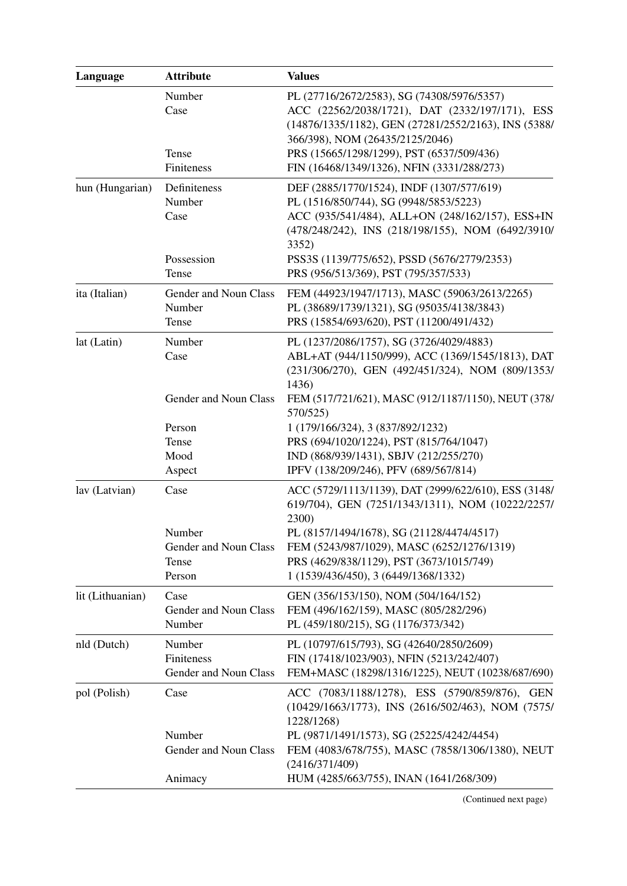| Language | Attribute | Values |
|---|---|---|
| | Number | PL (27716/2672/2583), SG (74308/5976/5357) |
| | Case | ACC (22562/2038/1721), DAT (2332/197/171), ESS (14876/1335/1182), GEN (27281/2552/2163), INS (5388/366/398), NOM (26435/2125/2046) |
| | Tense | PRS (15665/1298/1299), PST (6537/509/436) |
| | Finiteness | FIN (16468/1349/1326), NFIN (3331/288/273) |
| hun (Hungarian) | Definiteness | DEF (2885/1770/1524), INDF (1307/577/619) |
| | Number | PL (1516/850/744), SG (9948/5853/5223) |
| | Case | ACC (935/541/484), ALL+ON (248/162/157), ESS+IN (478/248/242), INS (218/198/155), NOM (6492/3910/3352) |
| | Possession | PSS3S (1139/775/652), PSSD (5676/2779/2353) |
| | Tense | PRS (956/513/369), PST (795/357/533) |
| ita (Italian) | Gender and Noun Class | FEM (44923/1947/1713), MASC (59063/2613/2265) |
| | Number | PL (38689/1739/1321), SG (95035/4138/3843) |
| | Tense | PRS (15854/693/620), PST (11200/491/432) |
| lat (Latin) | Number | PL (1237/2086/1757), SG (3726/4029/4883) |
| | Case | ABL+AT (944/1150/999), ACC (1369/1545/1813), DAT (231/306/270), GEN (492/451/324), NOM (809/1353/1436) |
| | Gender and Noun Class | FEM (517/721/621), MASC (912/1187/1150), NEUT (378/570/525) |
| | Person | 1 (179/166/324), 3 (837/892/1232) |
| | Tense | PRS (694/1020/1224), PST (815/764/1047) |
| | Mood | IND (868/939/1431), SBJV (212/255/270) |
| | Aspect | IPFV (138/209/246), PFV (689/567/814) |
| lav (Latvian) | Case | ACC (5729/1113/1139), DAT (2999/622/610), ESS (3148/619/704), GEN (7251/1343/1311), NOM (10222/2257/2300) |
| | Number | PL (8157/1494/1678), SG (21128/4474/4517) |
| | Gender and Noun Class | FEM (5243/987/1029), MASC (6252/1276/1319) |
| | Tense | PRS (4629/838/1129), PST (3673/1015/749) |
| | Person | 1 (1539/436/450), 3 (6449/1368/1332) |
| lit (Lithuanian) | Case | GEN (356/153/150), NOM (504/164/152) |
| | Gender and Noun Class | FEM (496/162/159), MASC (805/282/296) |
| | Number | PL (459/180/215), SG (1176/373/342) |
| nld (Dutch) | Number | PL (10797/615/793), SG (42640/2850/2609) |
| | Finiteness | FIN (17418/1023/903), NFIN (5213/242/407) |
| | Gender and Noun Class | FEM+MASC (18298/1316/1225), NEUT (10238/687/690) |
| pol (Polish) | Case | ACC (7083/1188/1278), ESS (5790/859/876), GEN (10429/1663/1773), INS (2616/502/463), NOM (7575/1228/1268) |
| | Number | PL (9871/1491/1573), SG (25225/4242/4454) |
| | Gender and Noun Class | FEM (4083/678/755), MASC (7858/1306/1380), NEUT (2416/371/409) |
| | Animacy | HUM (4285/663/755), INAN (1641/268/309) |

(Continued next page)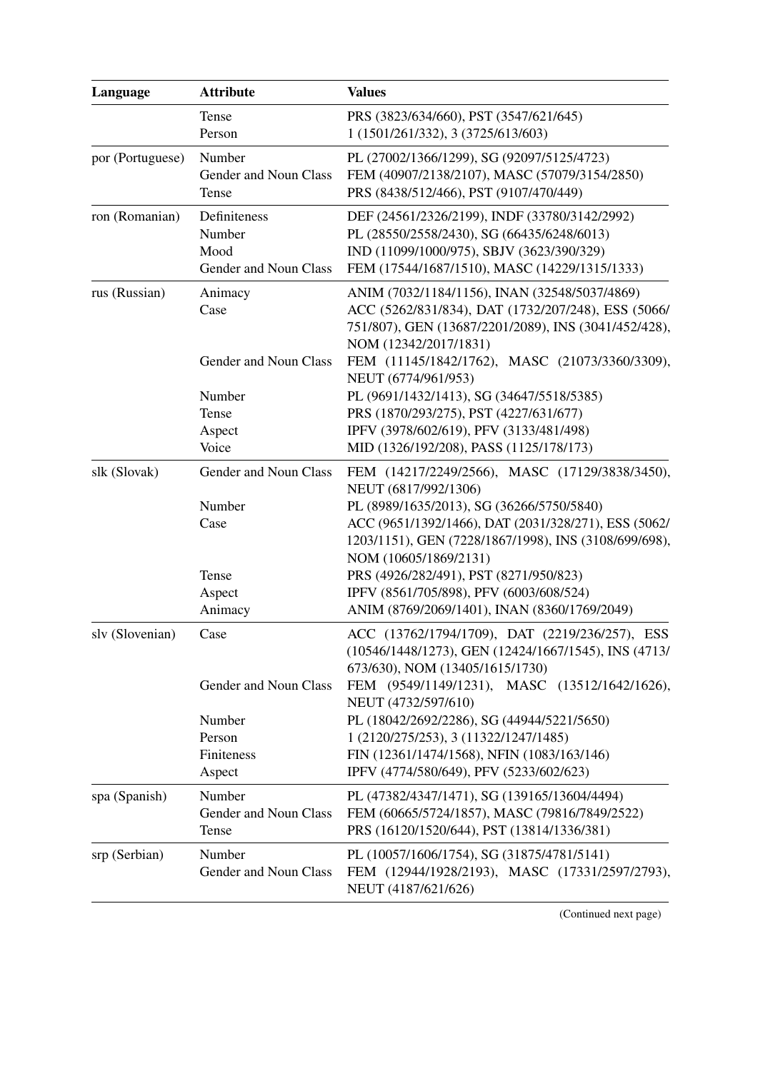| Language | Attribute | Values |
|---|---|---|
| | Tense | PRS (3823/634/660), PST (3547/621/645) |
| | Person | 1 (1501/261/332), 3 (3725/613/603) |
| por (Portuguese) | Number | PL (27002/1366/1299), SG (92097/5125/4723) |
| | Gender and Noun Class | FEM (40907/2138/2107), MASC (57079/3154/2850) |
| | Tense | PRS (8438/512/466), PST (9107/470/449) |
| ron (Romanian) | Definiteness | DEF (24561/2326/2199), INDF (33780/3142/2992) |
| | Number | PL (28550/2558/2430), SG (66435/6248/6013) |
| | Mood | IND (11099/1000/975), SBJV (3623/390/329) |
| | Gender and Noun Class | FEM (17544/1687/1510), MASC (14229/1315/1333) |
| rus (Russian) | Animacy | ANIM (7032/1184/1156), INAN (32548/5037/4869) |
| | Case | ACC (5262/831/834), DAT (1732/207/248), ESS (5066/751/807), GEN (13687/2201/2089), INS (3041/452/428), NOM (12342/2017/1831) |
| | Gender and Noun Class | FEM (11145/1842/1762), MASC (21073/3360/3309), NEUT (6774/961/953) |
| | Number | PL (9691/1432/1413), SG (34647/5518/5385) |
| | Tense | PRS (1870/293/275), PST (4227/631/677) |
| | Aspect | IPFV (3978/602/619), PFV (3133/481/498) |
| | Voice | MID (1326/192/208), PASS (1125/178/173) |
| slk (Slovak) | Gender and Noun Class | FEM (14217/2249/2566), MASC (17129/3838/3450), NEUT (6817/992/1306) |
| | Number | PL (8989/1635/2013), SG (36266/5750/5840) |
| | Case | ACC (9651/1392/1466), DAT (2031/328/271), ESS (5062/1203/1151), GEN (7228/1867/1998), INS (3108/699/698), NOM (10605/1869/2131) |
| | Tense | PRS (4926/282/491), PST (8271/950/823) |
| | Aspect | IPFV (8561/705/898), PFV (6003/608/524) |
| | Animacy | ANIM (8769/2069/1401), INAN (8360/1769/2049) |
| slv (Slovenian) | Case | ACC (13762/1794/1709), DAT (2219/236/257), ESS (10546/1448/1273), GEN (12424/1667/1545), INS (4713/673/630), NOM (13405/1615/1730) |
| | Gender and Noun Class | FEM (9549/1149/1231), MASC (13512/1642/1626), NEUT (4732/597/610) |
| | Number | PL (18042/2692/2286), SG (44944/5221/5650) |
| | Person | 1 (2120/275/253), 3 (11322/1247/1485) |
| | Finiteness | FIN (12361/1474/1568), NFIN (1083/163/146) |
| | Aspect | IPFV (4774/580/649), PFV (5233/602/623) |
| spa (Spanish) | Number | PL (47382/4347/1471), SG (139165/13604/4494) |
| | Gender and Noun Class | FEM (60665/5724/1857), MASC (79816/7849/2522) |
| | Tense | PRS (16120/1520/644), PST (13814/1336/381) |
| srp (Serbian) | Number | PL (10057/1606/1754), SG (31875/4781/5141) |
| | Gender and Noun Class | FEM (12944/1928/2193), MASC (17331/2597/2793), NEUT (4187/621/626) |

(Continued next page)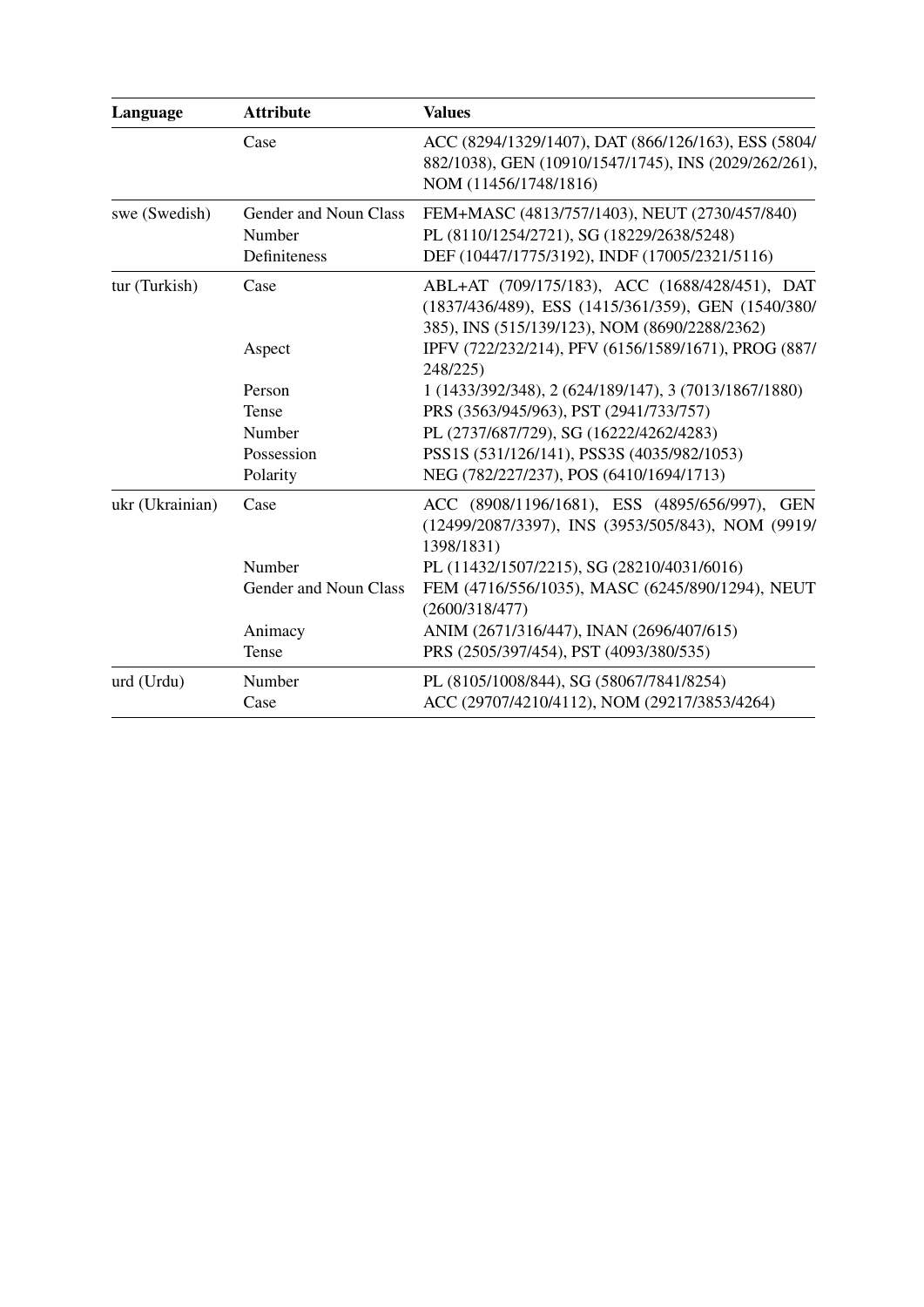| Language | Attribute | Values |
|---|---|---|
| | Case | ACC (8294/1329/1407), DAT (866/126/163), ESS (5804/882/1038), GEN (10910/1547/1745), INS (2029/262/261), NOM (11456/1748/1816) |
| swe (Swedish) | Gender and Noun Class | FEM+MASC (4813/757/1403), NEUT (2730/457/840) |
| | Number | PL (8110/1254/2721), SG (18229/2638/5248) |
| | Definiteness | DEF (10447/1775/3192), INDF (17005/2321/5116) |
| tur (Turkish) | Case | ABL+AT (709/175/183), ACC (1688/428/451), DAT (1837/436/489), ESS (1415/361/359), GEN (1540/380/385), INS (515/139/123), NOM (8690/2288/2362) |
| | Aspect | IPFV (722/232/214), PFV (6156/1589/1671), PROG (887/248/225) |
| | Person | 1 (1433/392/348), 2 (624/189/147), 3 (7013/1867/1880) |
| | Tense | PRS (3563/945/963), PST (2941/733/757) |
| | Number | PL (2737/687/729), SG (16222/4262/4283) |
| | Possession | PSS1S (531/126/141), PSS3S (4035/982/1053) |
| | Polarity | NEG (782/227/237), POS (6410/1694/1713) |
| ukr (Ukrainian) | Case | ACC (8908/1196/1681), ESS (4895/656/997), GEN (12499/2087/3397), INS (3953/505/843), NOM (9919/1398/1831) |
| | Number | PL (11432/1507/2215), SG (28210/4031/6016) |
| | Gender and Noun Class | FEM (4716/556/1035), MASC (6245/890/1294), NEUT (2600/318/477) |
| | Animacy | ANIM (2671/316/447), INAN (2696/407/615) |
| | Tense | PRS (2505/397/454), PST (4093/380/535) |
| urd (Urdu) | Number | PL (8105/1008/844), SG (58067/7841/8254) |
| | Case | ACC (29707/4210/4112), NOM (29217/3853/4264) |